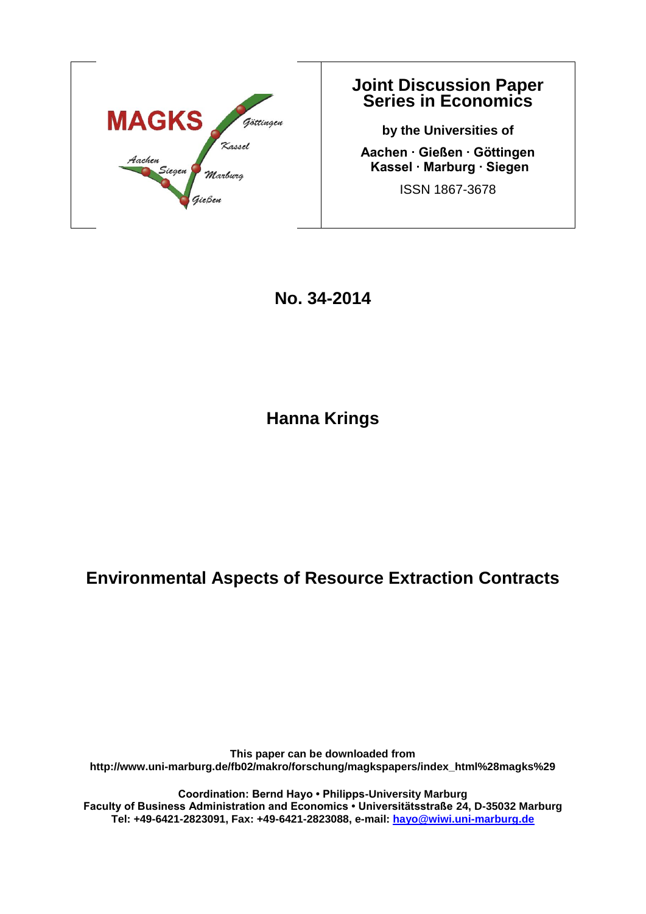MAGKS

Aachen · Siegen · Marburg · Gießen · Kassel · Göttingen

# Joint Discussion Paper Series in Economics

**by the Universities of**

**Aachen · Gießen · Göttingen Kassel · Marburg · Siegen**

ISSN 1867-3678

**No. 34-2014**

## Hanna Krings

# Environmental Aspects of Resource Extraction Contracts

**This paper can be downloaded from http://www.uni-marburg.de/fb02/makro/forschung/magkspapers/index_html%28magks%29**

**Coordination: Bernd Hayo • Philipps-University Marburg Faculty of Business Administration and Economics • Universitätsstraße 24, D-35032 Marburg Tel: +49-6421-2823091, Fax: +49-6421-2823088, e-mail: hayo@wiwi.uni-marburg.de**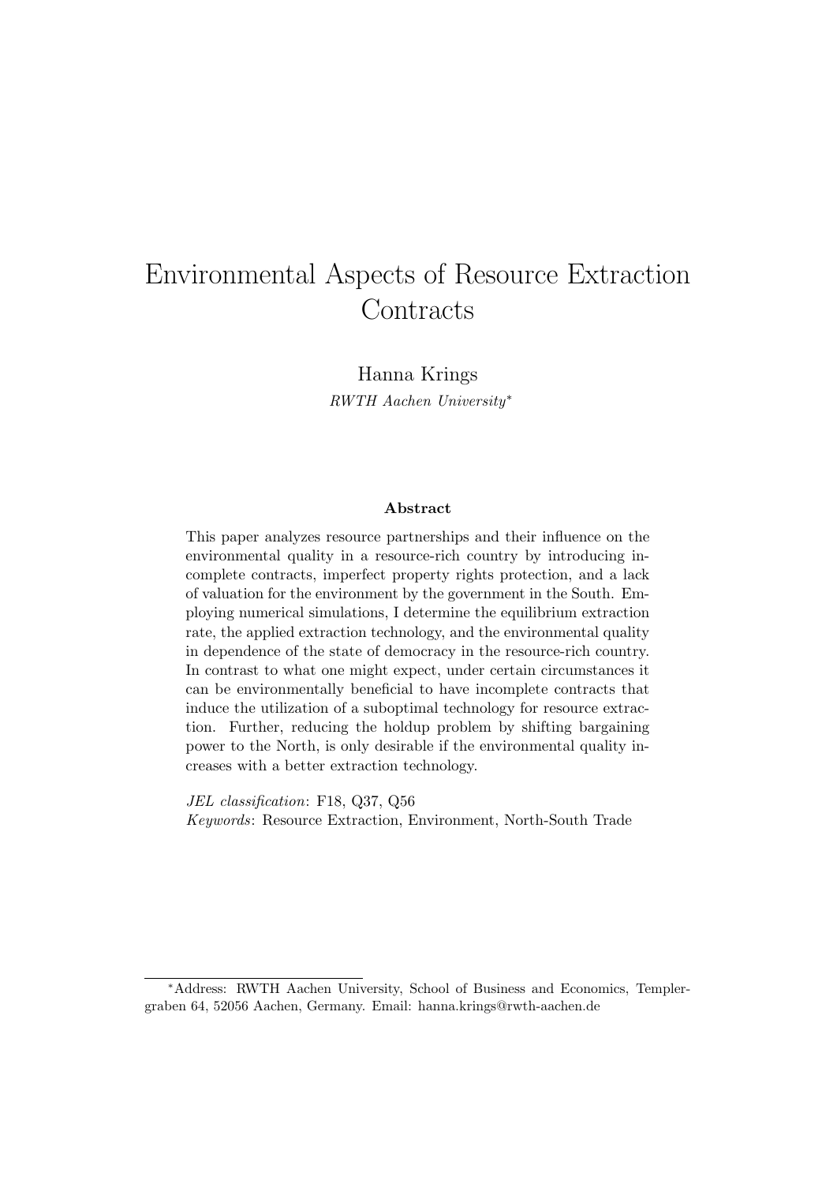# Environmental Aspects of Resource Extraction Contracts

Hanna Krings

*RWTH Aachen University*[*]

### Abstract

This paper analyzes resource partnerships and their influence on the environmental quality in a resource-rich country by introducing incomplete contracts, imperfect property rights protection, and a lack of valuation for the environment by the government in the South. Employing numerical simulations, I determine the equilibrium extraction rate, the applied extraction technology, and the environmental quality in dependence of the state of democracy in the resource-rich country. In contrast to what one might expect, under certain circumstances it can be environmentally beneficial to have incomplete contracts that induce the utilization of a suboptimal technology for resource extraction. Further, reducing the holdup problem by shifting bargaining power to the North, is only desirable if the environmental quality increases with a better extraction technology.

*JEL classification*: F18, Q37, Q56

*Keywords*: Resource Extraction, Environment, North-South Trade

[*]Address: RWTH Aachen University, School of Business and Economics, Templergraben 64, 52056 Aachen, Germany. Email: hanna.krings@rwth-aachen.de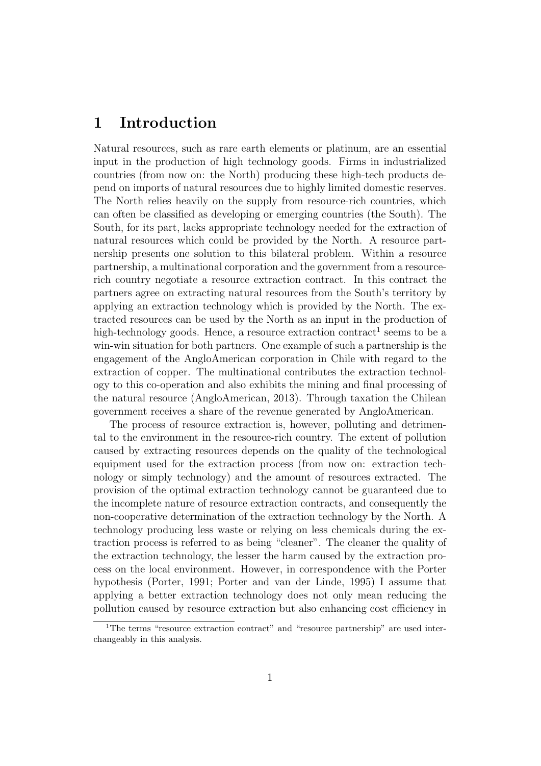# 1 Introduction

Natural resources, such as rare earth elements or platinum, are an essential input in the production of high technology goods. Firms in industrialized countries (from now on: the North) producing these high-tech products depend on imports of natural resources due to highly limited domestic reserves. The North relies heavily on the supply from resource-rich countries, which can often be classified as developing or emerging countries (the South). The South, for its part, lacks appropriate technology needed for the extraction of natural resources which could be provided by the North. A resource partnership presents one solution to this bilateral problem. Within a resource partnership, a multinational corporation and the government from a resource-rich country negotiate a resource extraction contract. In this contract the partners agree on extracting natural resources from the South's territory by applying an extraction technology which is provided by the North. The extracted resources can be used by the North as an input in the production of high-technology goods. Hence, a resource extraction contract[1] seems to be a win-win situation for both partners. One example of such a partnership is the engagement of the AngloAmerican corporation in Chile with regard to the extraction of copper. The multinational contributes the extraction technology to this co-operation and also exhibits the mining and final processing of the natural resource (AngloAmerican, 2013). Through taxation the Chilean government receives a share of the revenue generated by AngloAmerican.

The process of resource extraction is, however, polluting and detrimental to the environment in the resource-rich country. The extent of pollution caused by extracting resources depends on the quality of the technological equipment used for the extraction process (from now on: extraction technology or simply technology) and the amount of resources extracted. The provision of the optimal extraction technology cannot be guaranteed due to the incomplete nature of resource extraction contracts, and consequently the non-cooperative determination of the extraction technology by the North. A technology producing less waste or relying on less chemicals during the extraction process is referred to as being "cleaner". The cleaner the quality of the extraction technology, the lesser the harm caused by the extraction process on the local environment. However, in correspondence with the Porter hypothesis (Porter, 1991; Porter and van der Linde, 1995) I assume that applying a better extraction technology does not only mean reducing the pollution caused by resource extraction but also enhancing cost efficiency in

[1] The terms "resource extraction contract" and "resource partnership" are used interchangeably in this analysis.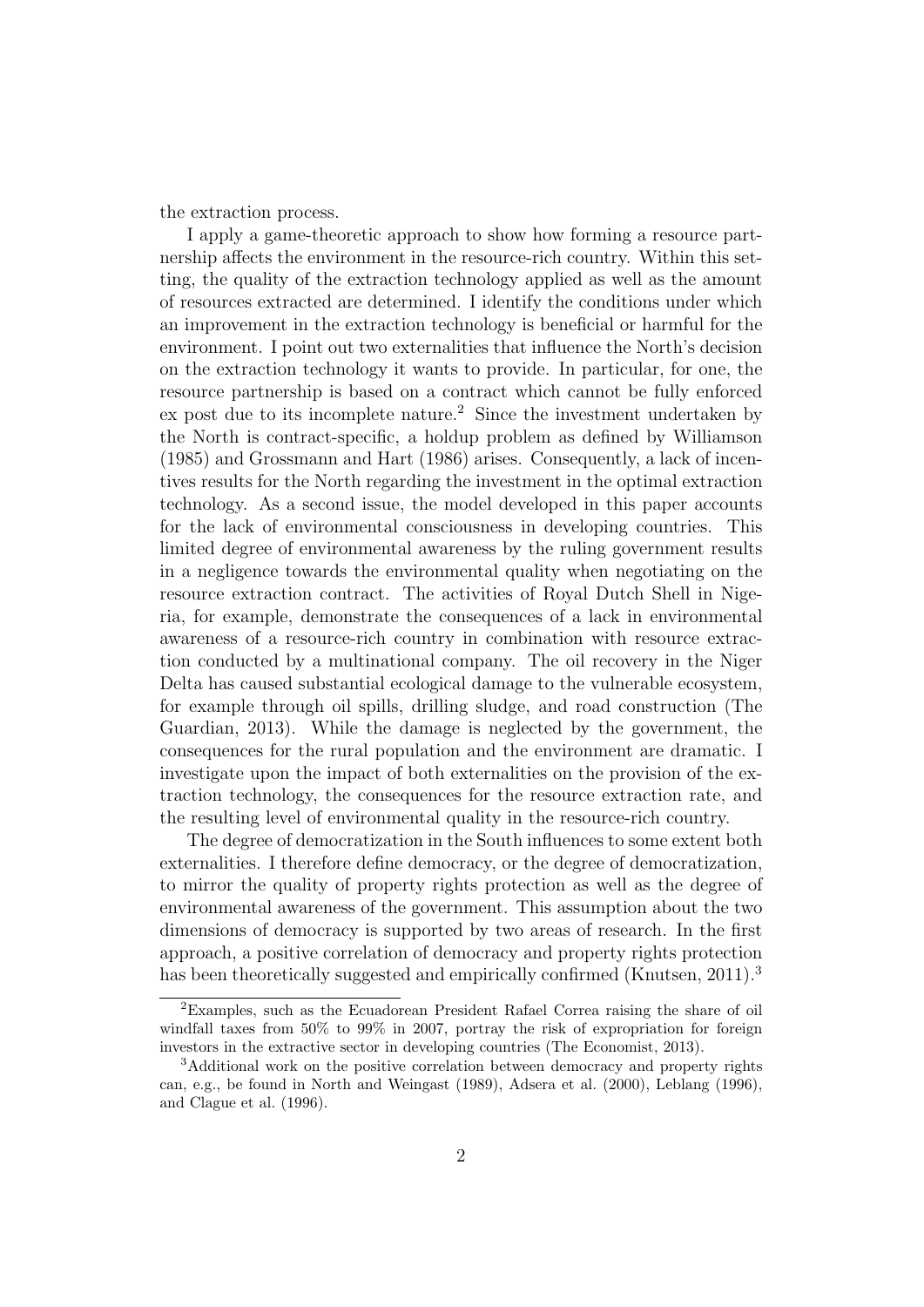the extraction process.

I apply a game-theoretic approach to show how forming a resource partnership affects the environment in the resource-rich country. Within this setting, the quality of the extraction technology applied as well as the amount of resources extracted are determined. I identify the conditions under which an improvement in the extraction technology is beneficial or harmful for the environment. I point out two externalities that influence the North's decision on the extraction technology it wants to provide. In particular, for one, the resource partnership is based on a contract which cannot be fully enforced ex post due to its incomplete nature.[2] Since the investment undertaken by the North is contract-specific, a holdup problem as defined by Williamson (1985) and Grossmann and Hart (1986) arises. Consequently, a lack of incentives results for the North regarding the investment in the optimal extraction technology. As a second issue, the model developed in this paper accounts for the lack of environmental consciousness in developing countries. This limited degree of environmental awareness by the ruling government results in a negligence towards the environmental quality when negotiating on the resource extraction contract. The activities of Royal Dutch Shell in Nigeria, for example, demonstrate the consequences of a lack in environmental awareness of a resource-rich country in combination with resource extraction conducted by a multinational company. The oil recovery in the Niger Delta has caused substantial ecological damage to the vulnerable ecosystem, for example through oil spills, drilling sludge, and road construction (The Guardian, 2013). While the damage is neglected by the government, the consequences for the rural population and the environment are dramatic. I investigate upon the impact of both externalities on the provision of the extraction technology, the consequences for the resource extraction rate, and the resulting level of environmental quality in the resource-rich country.

The degree of democratization in the South influences to some extent both externalities. I therefore define democracy, or the degree of democratization, to mirror the quality of property rights protection as well as the degree of environmental awareness of the government. This assumption about the two dimensions of democracy is supported by two areas of research. In the first approach, a positive correlation of democracy and property rights protection has been theoretically suggested and empirically confirmed (Knutsen, 2011).[3]

[2]Examples, such as the Ecuadorean President Rafael Correa raising the share of oil windfall taxes from 50% to 99% in 2007, portray the risk of expropriation for foreign investors in the extractive sector in developing countries (The Economist, 2013).

[3]Additional work on the positive correlation between democracy and property rights can, e.g., be found in North and Weingast (1989), Adsera et al. (2000), Leblang (1996), and Clague et al. (1996).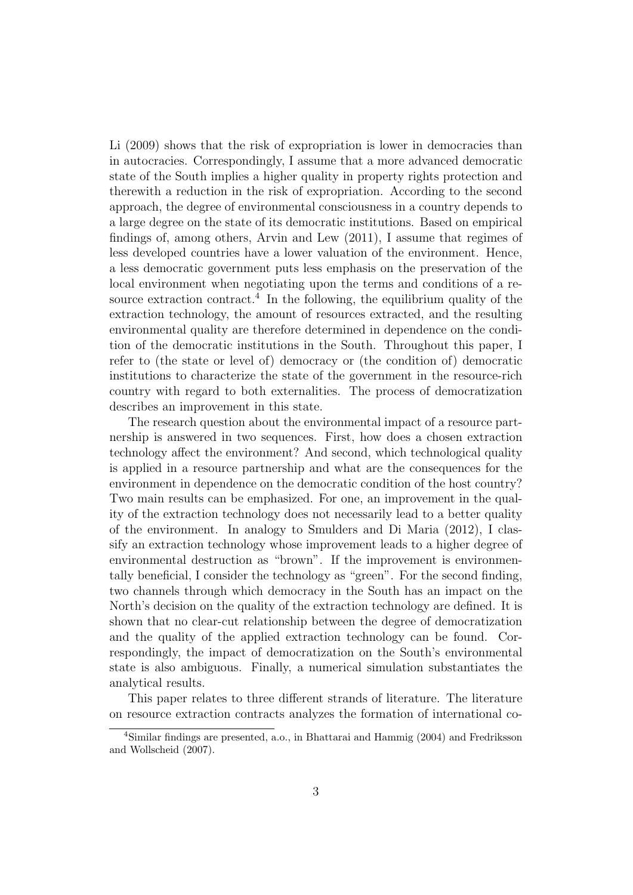Li (2009) shows that the risk of expropriation is lower in democracies than in autocracies. Correspondingly, I assume that a more advanced democratic state of the South implies a higher quality in property rights protection and therewith a reduction in the risk of expropriation. According to the second approach, the degree of environmental consciousness in a country depends to a large degree on the state of its democratic institutions. Based on empirical findings of, among others, Arvin and Lew (2011), I assume that regimes of less developed countries have a lower valuation of the environment. Hence, a less democratic government puts less emphasis on the preservation of the local environment when negotiating upon the terms and conditions of a resource extraction contract.[4] In the following, the equilibrium quality of the extraction technology, the amount of resources extracted, and the resulting environmental quality are therefore determined in dependence on the condition of the democratic institutions in the South. Throughout this paper, I refer to (the state or level of) democracy or (the condition of) democratic institutions to characterize the state of the government in the resource-rich country with regard to both externalities. The process of democratization describes an improvement in this state.

The research question about the environmental impact of a resource partnership is answered in two sequences. First, how does a chosen extraction technology affect the environment? And second, which technological quality is applied in a resource partnership and what are the consequences for the environment in dependence on the democratic condition of the host country? Two main results can be emphasized. For one, an improvement in the quality of the extraction technology does not necessarily lead to a better quality of the environment. In analogy to Smulders and Di Maria (2012), I classify an extraction technology whose improvement leads to a higher degree of environmental destruction as "brown". If the improvement is environmentally beneficial, I consider the technology as "green". For the second finding, two channels through which democracy in the South has an impact on the North's decision on the quality of the extraction technology are defined. It is shown that no clear-cut relationship between the degree of democratization and the quality of the applied extraction technology can be found. Correspondingly, the impact of democratization on the South's environmental state is also ambiguous. Finally, a numerical simulation substantiates the analytical results.

This paper relates to three different strands of literature. The literature on resource extraction contracts analyzes the formation of international co-

[4] Similar findings are presented, a.o., in Bhattarai and Hammig (2004) and Fredriksson and Wollscheid (2007).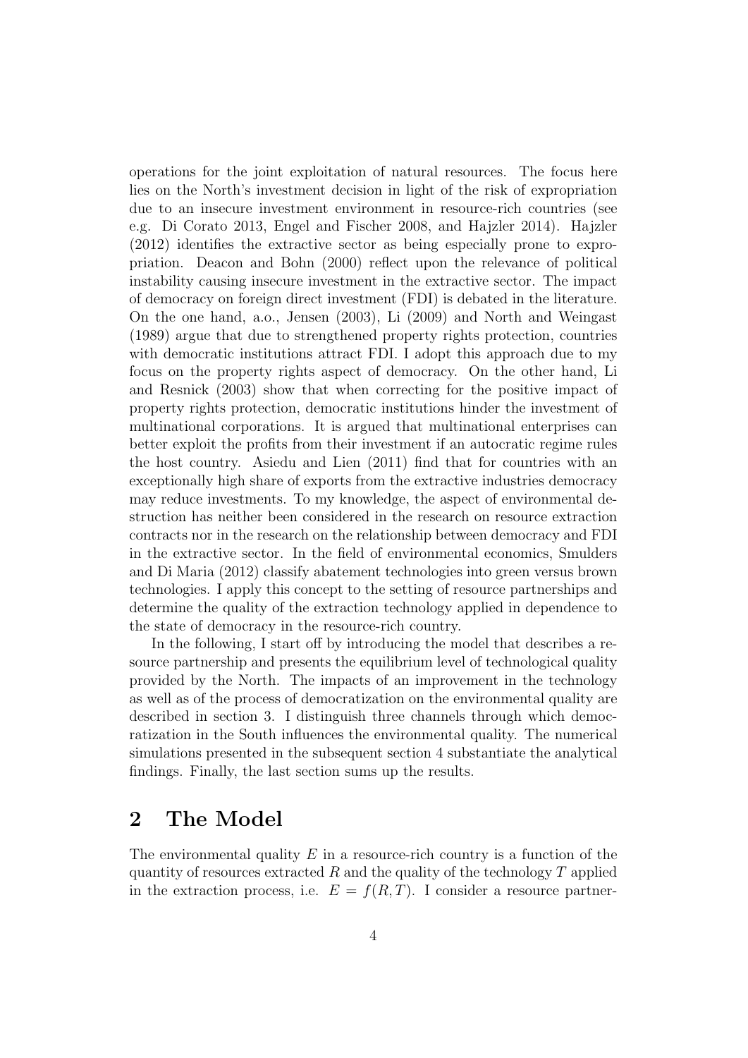operations for the joint exploitation of natural resources. The focus here lies on the North's investment decision in light of the risk of expropriation due to an insecure investment environment in resource-rich countries (see e.g. Di Corato 2013, Engel and Fischer 2008, and Hajzler 2014). Hajzler (2012) identifies the extractive sector as being especially prone to expropriation. Deacon and Bohn (2000) reflect upon the relevance of political instability causing insecure investment in the extractive sector. The impact of democracy on foreign direct investment (FDI) is debated in the literature. On the one hand, a.o., Jensen (2003), Li (2009) and North and Weingast (1989) argue that due to strengthened property rights protection, countries with democratic institutions attract FDI. I adopt this approach due to my focus on the property rights aspect of democracy. On the other hand, Li and Resnick (2003) show that when correcting for the positive impact of property rights protection, democratic institutions hinder the investment of multinational corporations. It is argued that multinational enterprises can better exploit the profits from their investment if an autocratic regime rules the host country. Asiedu and Lien (2011) find that for countries with an exceptionally high share of exports from the extractive industries democracy may reduce investments. To my knowledge, the aspect of environmental destruction has neither been considered in the research on resource extraction contracts nor in the research on the relationship between democracy and FDI in the extractive sector. In the field of environmental economics, Smulders and Di Maria (2012) classify abatement technologies into green versus brown technologies. I apply this concept to the setting of resource partnerships and determine the quality of the extraction technology applied in dependence to the state of democracy in the resource-rich country.

In the following, I start off by introducing the model that describes a resource partnership and presents the equilibrium level of technological quality provided by the North. The impacts of an improvement in the technology as well as of the process of democratization on the environmental quality are described in section 3. I distinguish three channels through which democratization in the South influences the environmental quality. The numerical simulations presented in the subsequent section 4 substantiate the analytical findings. Finally, the last section sums up the results.

## 2 The Model

The environmental quality $E$ in a resource-rich country is a function of the quantity of resources extracted $R$ and the quality of the technology $T$ applied in the extraction process, i.e. $E = f(R, T)$. I consider a resource partner-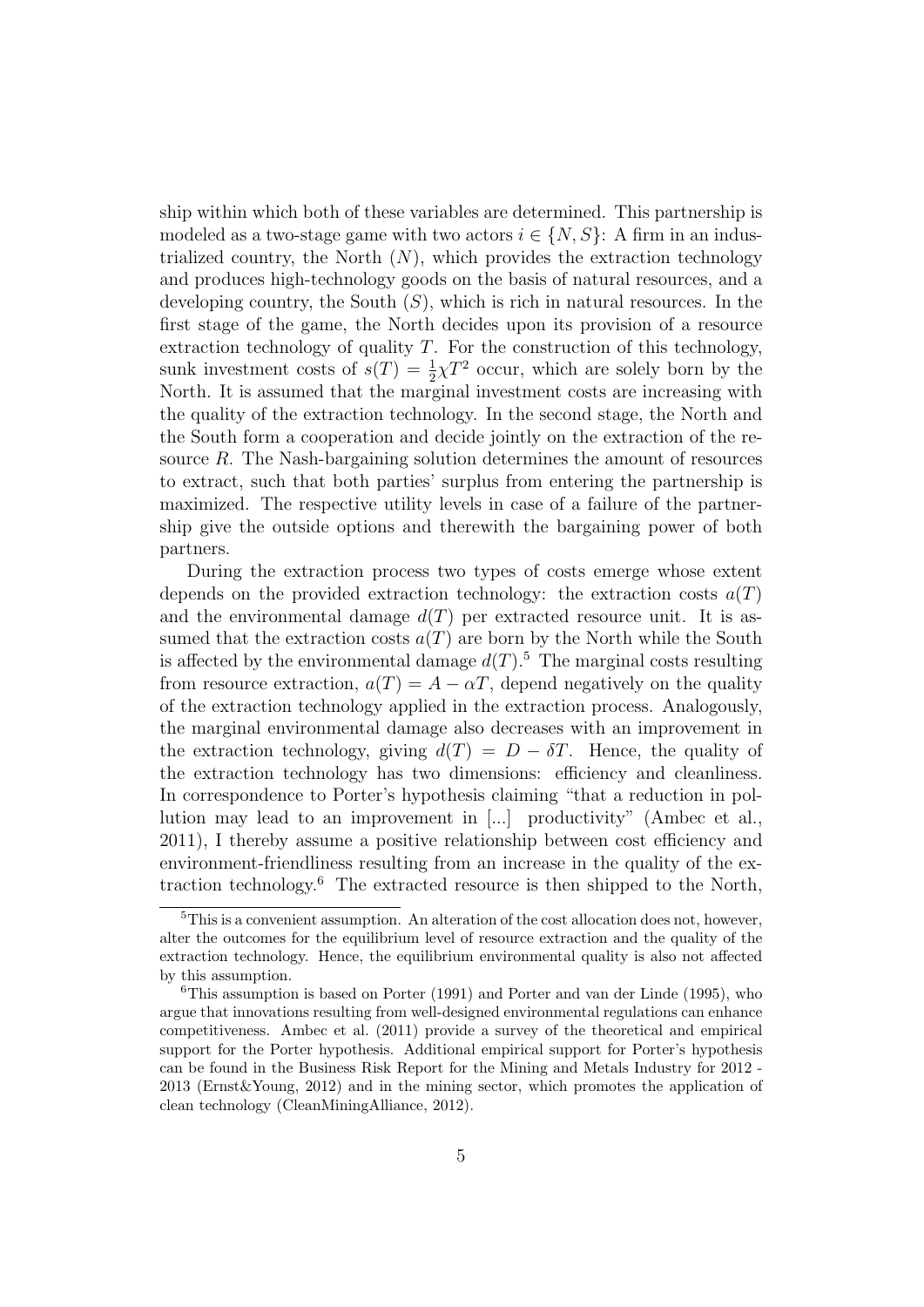ship within which both of these variables are determined. This partnership is modeled as a two-stage game with two actors $i \in \{N, S\}$: A firm in an industrialized country, the North ($N$), which provides the extraction technology and produces high-technology goods on the basis of natural resources, and a developing country, the South ($S$), which is rich in natural resources. In the first stage of the game, the North decides upon its provision of a resource extraction technology of quality $T$. For the construction of this technology, sunk investment costs of $s(T) = \frac{1}{2}\chi T^2$ occur, which are solely born by the North. It is assumed that the marginal investment costs are increasing with the quality of the extraction technology. In the second stage, the North and the South form a cooperation and decide jointly on the extraction of the resource $R$. The Nash-bargaining solution determines the amount of resources to extract, such that both parties' surplus from entering the partnership is maximized. The respective utility levels in case of a failure of the partnership give the outside options and therewith the bargaining power of both partners.

During the extraction process two types of costs emerge whose extent depends on the provided extraction technology: the extraction costs $a(T)$ and the environmental damage $d(T)$ per extracted resource unit. It is assumed that the extraction costs $a(T)$ are born by the North while the South is affected by the environmental damage $d(T)$.[5] The marginal costs resulting from resource extraction, $a(T) = A - \alpha T$, depend negatively on the quality of the extraction technology applied in the extraction process. Analogously, the marginal environmental damage also decreases with an improvement in the extraction technology, giving $d(T) = D - \delta T$. Hence, the quality of the extraction technology has two dimensions: efficiency and cleanliness. In correspondence to Porter's hypothesis claiming "that a reduction in pollution may lead to an improvement in [...] productivity" (Ambec et al., 2011), I thereby assume a positive relationship between cost efficiency and environment-friendliness resulting from an increase in the quality of the extraction technology.[6] The extracted resource is then shipped to the North,

[5] This is a convenient assumption. An alteration of the cost allocation does not, however, alter the outcomes for the equilibrium level of resource extraction and the quality of the extraction technology. Hence, the equilibrium environmental quality is also not affected by this assumption.

[6] This assumption is based on Porter (1991) and Porter and van der Linde (1995), who argue that innovations resulting from well-designed environmental regulations can enhance competitiveness. Ambec et al. (2011) provide a survey of the theoretical and empirical support for the Porter hypothesis. Additional empirical support for Porter's hypothesis can be found in the Business Risk Report for the Mining and Metals Industry for 2012 - 2013 (Ernst&Young, 2012) and in the mining sector, which promotes the application of clean technology (CleanMiningAlliance, 2012).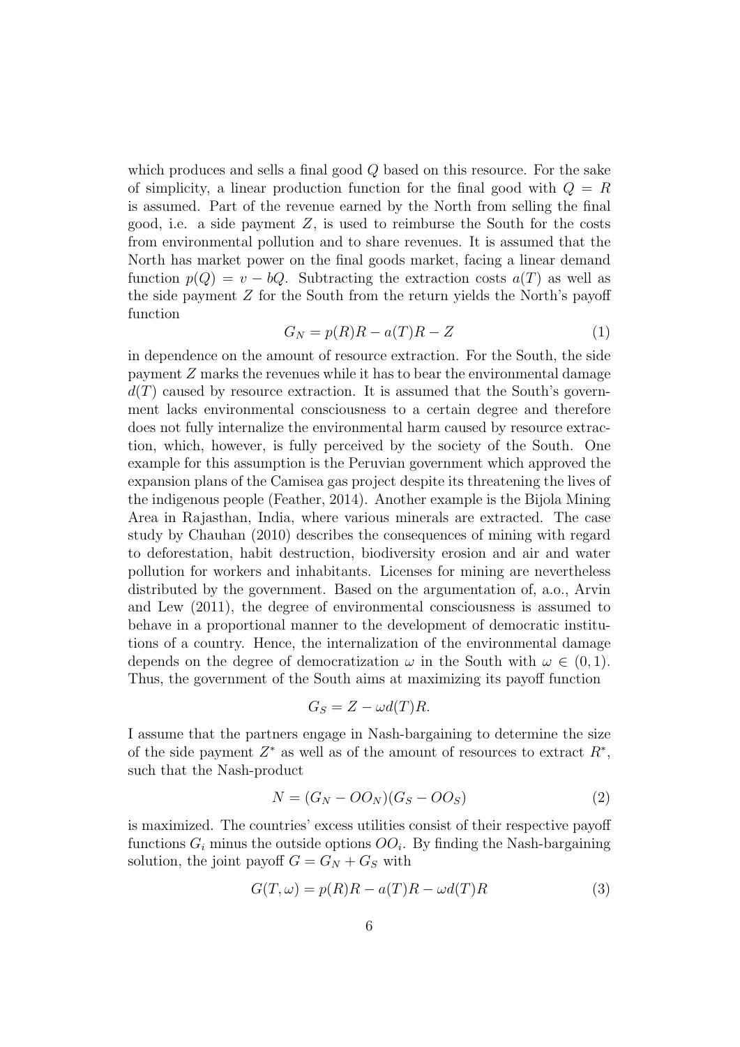which produces and sells a final good $Q$ based on this resource. For the sake of simplicity, a linear production function for the final good with $Q = R$ is assumed. Part of the revenue earned by the North from selling the final good, i.e. a side payment $Z$, is used to reimburse the South for the costs from environmental pollution and to share revenues. It is assumed that the North has market power on the final goods market, facing a linear demand function $p(Q) = v - bQ$. Subtracting the extraction costs $a(T)$ as well as the side payment $Z$ for the South from the return yields the North's payoff function

$$G_N = p(R)R - a(T)R - Z \tag{1}$$

in dependence on the amount of resource extraction. For the South, the side payment $Z$ marks the revenues while it has to bear the environmental damage $d(T)$ caused by resource extraction. It is assumed that the South's government lacks environmental consciousness to a certain degree and therefore does not fully internalize the environmental harm caused by resource extraction, which, however, is fully perceived by the society of the South. One example for this assumption is the Peruvian government which approved the expansion plans of the Camisea gas project despite its threatening the lives of the indigenous people (Feather, 2014). Another example is the Bijola Mining Area in Rajasthan, India, where various minerals are extracted. The case study by Chauhan (2010) describes the consequences of mining with regard to deforestation, habit destruction, biodiversity erosion and air and water pollution for workers and inhabitants. Licenses for mining are nevertheless distributed by the government. Based on the argumentation of, a.o., Arvin and Lew (2011), the degree of environmental consciousness is assumed to behave in a proportional manner to the development of democratic institutions of a country. Hence, the internalization of the environmental damage depends on the degree of democratization $\omega$ in the South with $\omega \in (0, 1)$. Thus, the government of the South aims at maximizing its payoff function

$$G_S = Z - \omega d(T)R.$$

I assume that the partners engage in Nash-bargaining to determine the size of the side payment $Z^*$ as well as of the amount of resources to extract $R^*$, such that the Nash-product

$$N = (G_N - OO_N)(G_S - OO_S) \tag{2}$$

is maximized. The countries' excess utilities consist of their respective payoff functions $G_i$ minus the outside options $OO_i$. By finding the Nash-bargaining solution, the joint payoff $G = G_N + G_S$ with

$$G(T, \omega) = p(R)R - a(T)R - \omega d(T)R \tag{3}$$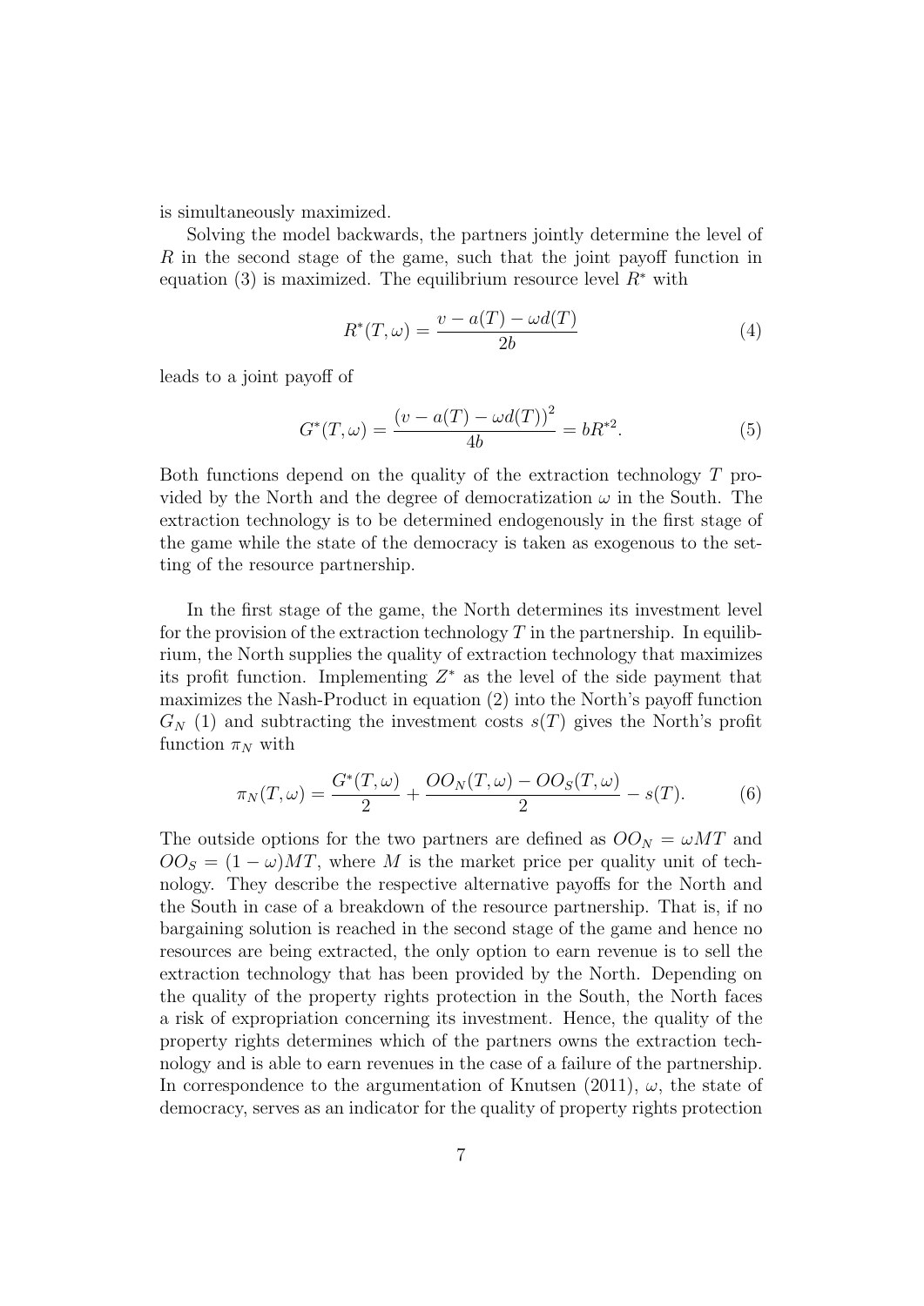is simultaneously maximized.

Solving the model backwards, the partners jointly determine the level of $R$ in the second stage of the game, such that the joint payoff function in equation (3) is maximized. The equilibrium resource level $R^*$ with

$$R^*(T, \omega) = \frac{v - a(T) - \omega d(T)}{2b} \tag{4}$$

leads to a joint payoff of

$$G^*(T, \omega) = \frac{(v - a(T) - \omega d(T))^2}{4b} = bR^{*2}. \tag{5}$$

Both functions depend on the quality of the extraction technology $T$ provided by the North and the degree of democratization $\omega$ in the South. The extraction technology is to be determined endogenously in the first stage of the game while the state of the democracy is taken as exogenous to the setting of the resource partnership.

In the first stage of the game, the North determines its investment level for the provision of the extraction technology $T$ in the partnership. In equilibrium, the North supplies the quality of extraction technology that maximizes its profit function. Implementing $Z^*$ as the level of the side payment that maximizes the Nash-Product in equation (2) into the North's payoff function $G_N$ (1) and subtracting the investment costs $s(T)$ gives the North's profit function $\pi_N$ with

$$\pi_N(T, \omega) = \frac{G^*(T, \omega)}{2} + \frac{OO_N(T, \omega) - OO_S(T, \omega)}{2} - s(T). \tag{6}$$

The outside options for the two partners are defined as $OO_N = \omega MT$ and $OO_S = (1 - \omega)MT$, where $M$ is the market price per quality unit of technology. They describe the respective alternative payoffs for the North and the South in case of a breakdown of the resource partnership. That is, if no bargaining solution is reached in the second stage of the game and hence no resources are being extracted, the only option to earn revenue is to sell the extraction technology that has been provided by the North. Depending on the quality of the property rights protection in the South, the North faces a risk of expropriation concerning its investment. Hence, the quality of the property rights determines which of the partners owns the extraction technology and is able to earn revenues in the case of a failure of the partnership. In correspondence to the argumentation of Knutsen (2011), $\omega$, the state of democracy, serves as an indicator for the quality of property rights protection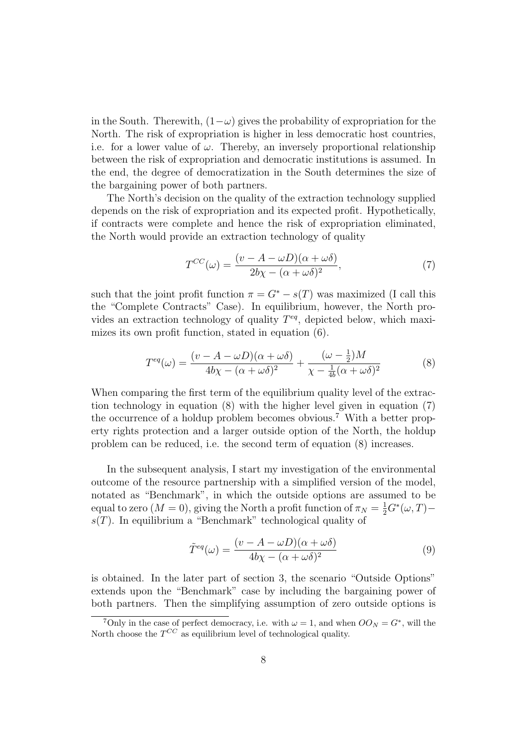in the South. Therewith, $(1-\omega)$ gives the probability of expropriation for the North. The risk of expropriation is higher in less democratic host countries, i.e. for a lower value of $\omega$. Thereby, an inversely proportional relationship between the risk of expropriation and democratic institutions is assumed. In the end, the degree of democratization in the South determines the size of the bargaining power of both partners.

The North's decision on the quality of the extraction technology supplied depends on the risk of expropriation and its expected profit. Hypothetically, if contracts were complete and hence the risk of expropriation eliminated, the North would provide an extraction technology of quality

$$T^{CC}(\omega) = \frac{(v - A - \omega D)(\alpha + \omega\delta)}{2b\chi - (\alpha + \omega\delta)^2}, \tag{7}$$

such that the joint profit function $\pi = G^* - s(T)$ was maximized (I call this the "Complete Contracts" Case). In equilibrium, however, the North provides an extraction technology of quality $T^{eq}$, depicted below, which maximizes its own profit function, stated in equation (6).

$$T^{eq}(\omega) = \frac{(v - A - \omega D)(\alpha + \omega\delta)}{4b\chi - (\alpha + \omega\delta)^2} + \frac{(\omega - \frac{1}{2})M}{\chi - \frac{1}{4b}(\alpha + \omega\delta)^2} \tag{8}$$

When comparing the first term of the equilibrium quality level of the extraction technology in equation (8) with the higher level given in equation (7) the occurrence of a holdup problem becomes obvious.[7] With a better property rights protection and a larger outside option of the North, the holdup problem can be reduced, i.e. the second term of equation (8) increases.

In the subsequent analysis, I start my investigation of the environmental outcome of the resource partnership with a simplified version of the model, notated as "Benchmark", in which the outside options are assumed to be equal to zero ($M = 0$), giving the North a profit function of $\pi_N = \frac{1}{2}G^*(\omega, T) - s(T)$. In equilibrium a "Benchmark" technological quality of

$$\tilde{T}^{eq}(\omega) = \frac{(v - A - \omega D)(\alpha + \omega\delta)}{4b\chi - (\alpha + \omega\delta)^2} \tag{9}$$

is obtained. In the later part of section 3, the scenario "Outside Options" extends upon the "Benchmark" case by including the bargaining power of both partners. Then the simplifying assumption of zero outside options is

[7] Only in the case of perfect democracy, i.e. with $\omega = 1$, and when $OO_N = G^*$, will the North choose the $T^{CC}$ as equilibrium level of technological quality.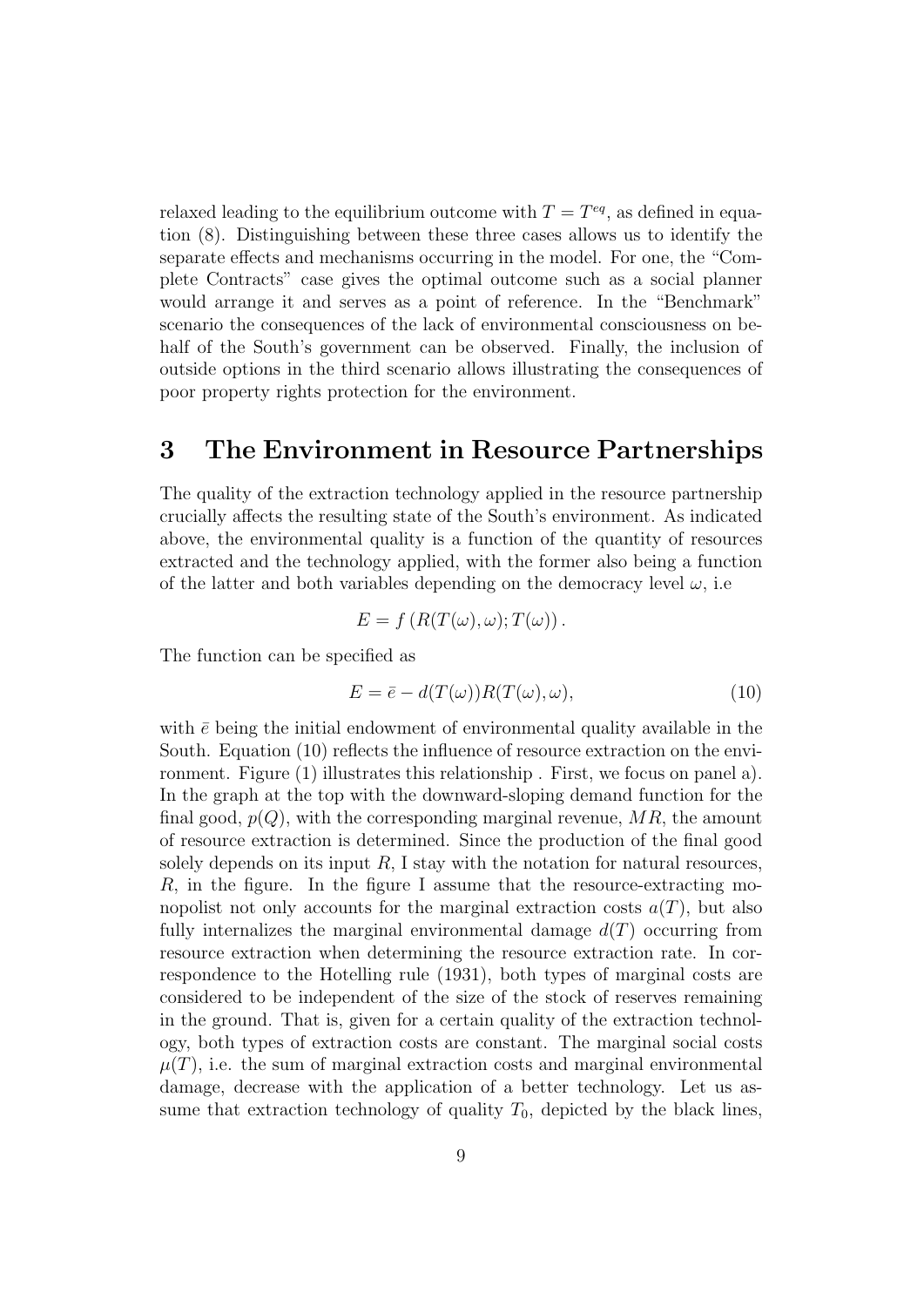relaxed leading to the equilibrium outcome with $T = T^{eq}$, as defined in equation (8). Distinguishing between these three cases allows us to identify the separate effects and mechanisms occurring in the model. For one, the "Complete Contracts" case gives the optimal outcome such as a social planner would arrange it and serves as a point of reference. In the "Benchmark" scenario the consequences of the lack of environmental consciousness on behalf of the South's government can be observed. Finally, the inclusion of outside options in the third scenario allows illustrating the consequences of poor property rights protection for the environment.

# 3 The Environment in Resource Partnerships

The quality of the extraction technology applied in the resource partnership crucially affects the resulting state of the South's environment. As indicated above, the environmental quality is a function of the quantity of resources extracted and the technology applied, with the former also being a function of the latter and both variables depending on the democracy level $\omega$, i.e

$$E = f\left(R(T(\omega), \omega); T(\omega)\right).$$

The function can be specified as

$$E = \bar{e} - d(T(\omega))R(T(\omega), \omega), \tag{10}$$

with $\bar{e}$ being the initial endowment of environmental quality available in the South. Equation (10) reflects the influence of resource extraction on the environment. Figure (1) illustrates this relationship . First, we focus on panel a). In the graph at the top with the downward-sloping demand function for the final good, $p(Q)$, with the corresponding marginal revenue, $MR$, the amount of resource extraction is determined. Since the production of the final good solely depends on its input $R$, I stay with the notation for natural resources, $R$, in the figure. In the figure I assume that the resource-extracting monopolist not only accounts for the marginal extraction costs $a(T)$, but also fully internalizes the marginal environmental damage $d(T)$ occurring from resource extraction when determining the resource extraction rate. In correspondence to the Hotelling rule (1931), both types of marginal costs are considered to be independent of the size of the stock of reserves remaining in the ground. That is, given for a certain quality of the extraction technology, both types of extraction costs are constant. The marginal social costs $\mu(T)$, i.e. the sum of marginal extraction costs and marginal environmental damage, decrease with the application of a better technology. Let us assume that extraction technology of quality $T_0$, depicted by the black lines,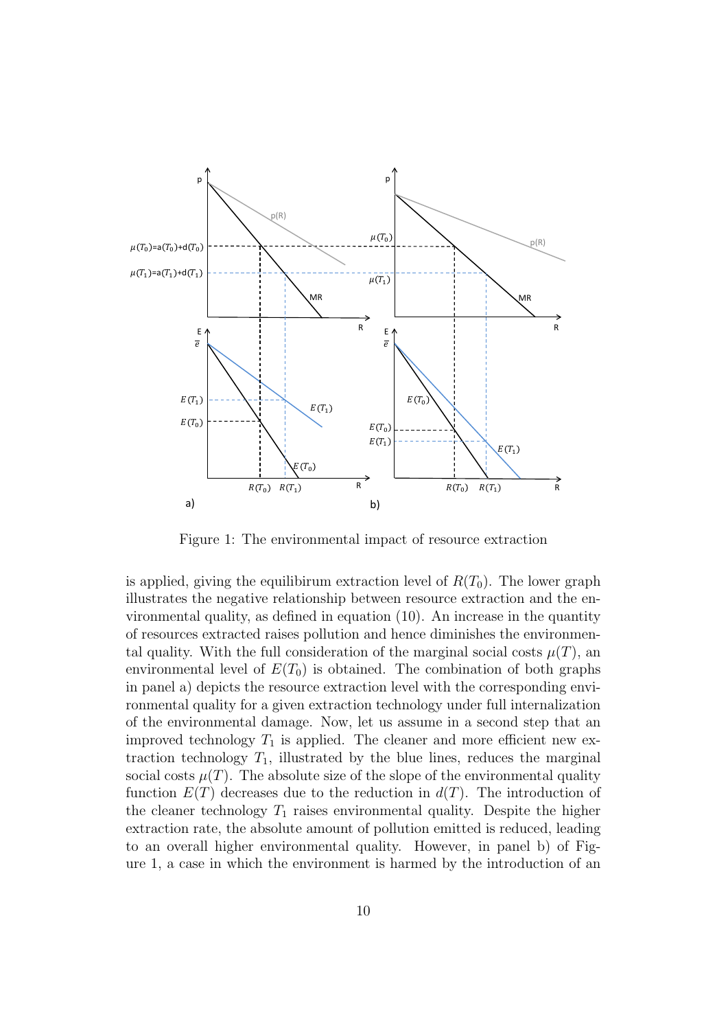Figure 1: The environmental impact of resource extraction

is applied, giving the equilibirum extraction level of $R(T_0)$. The lower graph illustrates the negative relationship between resource extraction and the environmental quality, as defined in equation (10). An increase in the quantity of resources extracted raises pollution and hence diminishes the environmental quality. With the full consideration of the marginal social costs $\mu(T)$, an environmental level of $E(T_0)$ is obtained. The combination of both graphs in panel a) depicts the resource extraction level with the corresponding environmental quality for a given extraction technology under full internalization of the environmental damage. Now, let us assume in a second step that an improved technology $T_1$ is applied. The cleaner and more efficient new extraction technology $T_1$, illustrated by the blue lines, reduces the marginal social costs $\mu(T)$. The absolute size of the slope of the environmental quality function $E(T)$ decreases due to the reduction in $d(T)$. The introduction of the cleaner technology $T_1$ raises environmental quality. Despite the higher extraction rate, the absolute amount of pollution emitted is reduced, leading to an overall higher environmental quality. However, in panel b) of Figure 1, a case in which the environment is harmed by the introduction of an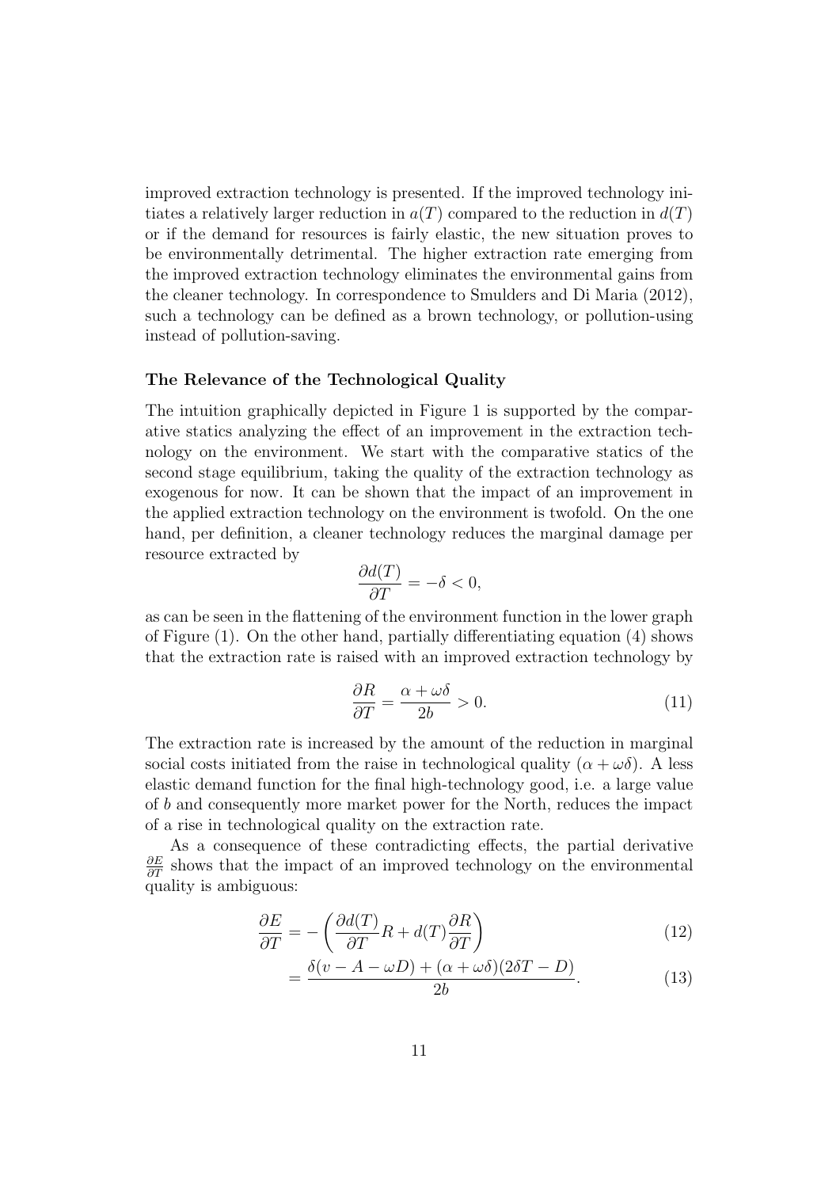improved extraction technology is presented. If the improved technology initiates a relatively larger reduction in $a(T)$ compared to the reduction in $d(T)$ or if the demand for resources is fairly elastic, the new situation proves to be environmentally detrimental. The higher extraction rate emerging from the improved extraction technology eliminates the environmental gains from the cleaner technology. In correspondence to Smulders and Di Maria (2012), such a technology can be defined as a brown technology, or pollution-using instead of pollution-saving.

**The Relevance of the Technological Quality**

The intuition graphically depicted in Figure 1 is supported by the comparative statics analyzing the effect of an improvement in the extraction technology on the environment. We start with the comparative statics of the second stage equilibrium, taking the quality of the extraction technology as exogenous for now. It can be shown that the impact of an improvement in the applied extraction technology on the environment is twofold. On the one hand, per definition, a cleaner technology reduces the marginal damage per resource extracted by

$$\frac{\partial d(T)}{\partial T} = -\delta < 0,$$

as can be seen in the flattening of the environment function in the lower graph of Figure (1). On the other hand, partially differentiating equation (4) shows that the extraction rate is raised with an improved extraction technology by

$$\frac{\partial R}{\partial T} = \frac{\alpha + \omega\delta}{2b} > 0. \tag{11}$$

The extraction rate is increased by the amount of the reduction in marginal social costs initiated from the raise in technological quality $(\alpha + \omega\delta)$. A less elastic demand function for the final high-technology good, i.e. a large value of $b$ and consequently more market power for the North, reduces the impact of a rise in technological quality on the extraction rate.

As a consequence of these contradicting effects, the partial derivative $\frac{\partial E}{\partial T}$ shows that the impact of an improved technology on the environmental quality is ambiguous:

$$\frac{\partial E}{\partial T} = -\left(\frac{\partial d(T)}{\partial T} R + d(T)\frac{\partial R}{\partial T}\right) \tag{12}$$

$$= \frac{\delta(v - A - \omega D) + (\alpha + \omega\delta)(2\delta T - D)}{2b}. \tag{13}$$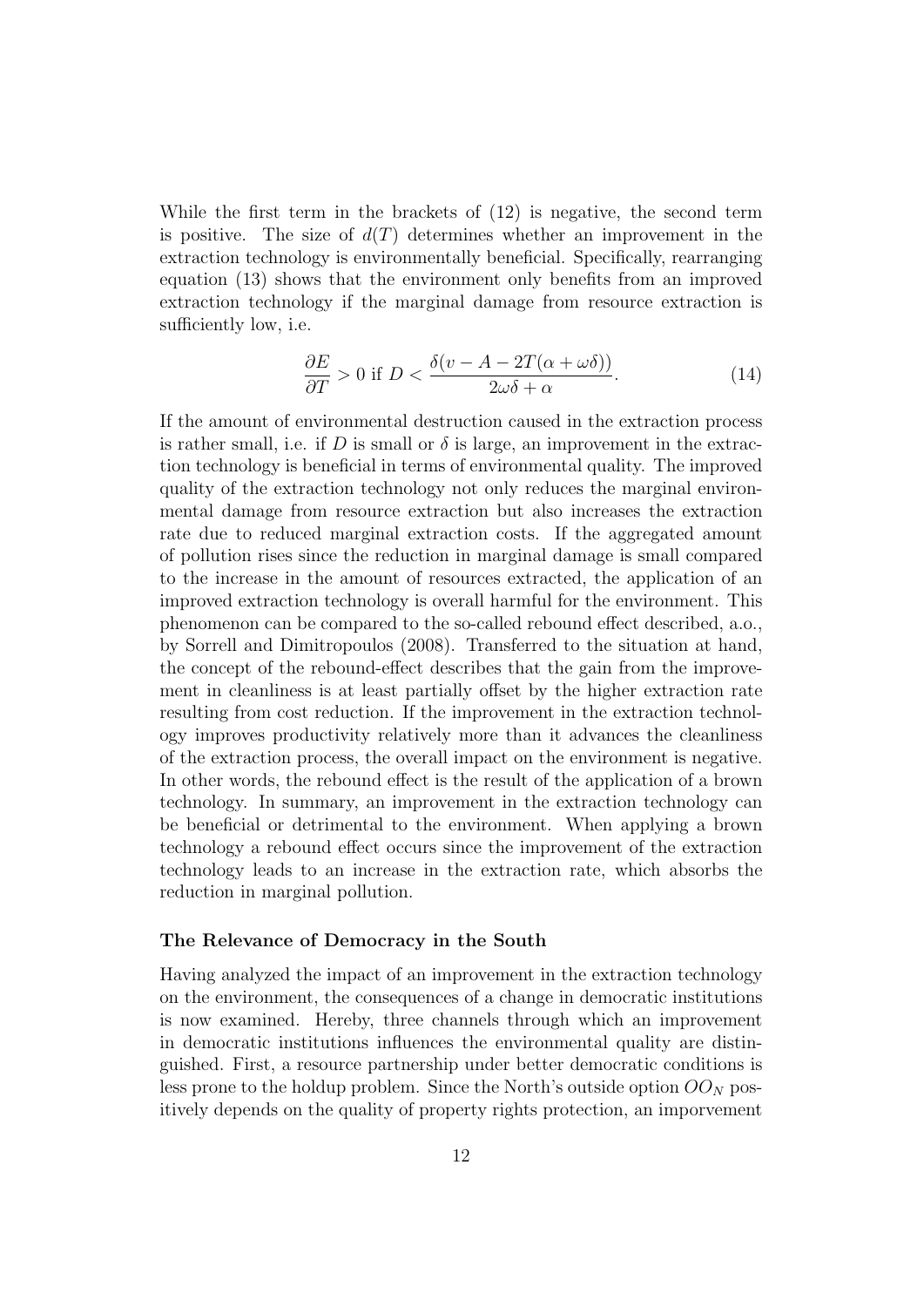While the first term in the brackets of (12) is negative, the second term is positive. The size of $d(T)$ determines whether an improvement in the extraction technology is environmentally beneficial. Specifically, rearranging equation (13) shows that the environment only benefits from an improved extraction technology if the marginal damage from resource extraction is sufficiently low, i.e.

$$\frac{\partial E}{\partial T} > 0 \text{ if } D < \frac{\delta(v - A - 2T(\alpha + \omega\delta))}{2\omega\delta + \alpha}. \tag{14}$$

If the amount of environmental destruction caused in the extraction process is rather small, i.e. if $D$ is small or $\delta$ is large, an improvement in the extraction technology is beneficial in terms of environmental quality. The improved quality of the extraction technology not only reduces the marginal environmental damage from resource extraction but also increases the extraction rate due to reduced marginal extraction costs. If the aggregated amount of pollution rises since the reduction in marginal damage is small compared to the increase in the amount of resources extracted, the application of an improved extraction technology is overall harmful for the environment. This phenomenon can be compared to the so-called rebound effect described, a.o., by Sorrell and Dimitropoulos (2008). Transferred to the situation at hand, the concept of the rebound-effect describes that the gain from the improvement in cleanliness is at least partially offset by the higher extraction rate resulting from cost reduction. If the improvement in the extraction technology improves productivity relatively more than it advances the cleanliness of the extraction process, the overall impact on the environment is negative. In other words, the rebound effect is the result of the application of a brown technology. In summary, an improvement in the extraction technology can be beneficial or detrimental to the environment. When applying a brown technology a rebound effect occurs since the improvement of the extraction technology leads to an increase in the extraction rate, which absorbs the reduction in marginal pollution.

### The Relevance of Democracy in the South

Having analyzed the impact of an improvement in the extraction technology on the environment, the consequences of a change in democratic institutions is now examined. Hereby, three channels through which an improvement in democratic institutions influences the environmental quality are distinguished. First, a resource partnership under better democratic conditions is less prone to the holdup problem. Since the North's outside option $OO_N$ positively depends on the quality of property rights protection, an imporvement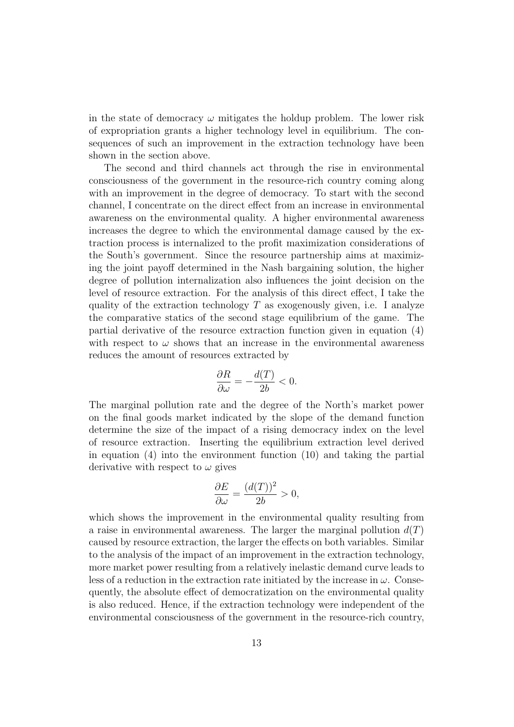in the state of democracy $\omega$ mitigates the holdup problem. The lower risk of expropriation grants a higher technology level in equilibrium. The consequences of such an improvement in the extraction technology have been shown in the section above.

The second and third channels act through the rise in environmental consciousness of the government in the resource-rich country coming along with an improvement in the degree of democracy. To start with the second channel, I concentrate on the direct effect from an increase in environmental awareness on the environmental quality. A higher environmental awareness increases the degree to which the environmental damage caused by the extraction process is internalized to the profit maximization considerations of the South's government. Since the resource partnership aims at maximizing the joint payoff determined in the Nash bargaining solution, the higher degree of pollution internalization also influences the joint decision on the level of resource extraction. For the analysis of this direct effect, I take the quality of the extraction technology $T$ as exogenously given, i.e. I analyze the comparative statics of the second stage equilibrium of the game. The partial derivative of the resource extraction function given in equation (4) with respect to $\omega$ shows that an increase in the environmental awareness reduces the amount of resources extracted by

$$\frac{\partial R}{\partial \omega} = -\frac{d(T)}{2b} < 0.$$

The marginal pollution rate and the degree of the North's market power on the final goods market indicated by the slope of the demand function determine the size of the impact of a rising democracy index on the level of resource extraction. Inserting the equilibrium extraction level derived in equation (4) into the environment function (10) and taking the partial derivative with respect to $\omega$ gives

$$\frac{\partial E}{\partial \omega} = \frac{(d(T))^2}{2b} > 0,$$

which shows the improvement in the environmental quality resulting from a raise in environmental awareness. The larger the marginal pollution $d(T)$ caused by resource extraction, the larger the effects on both variables. Similar to the analysis of the impact of an improvement in the extraction technology, more market power resulting from a relatively inelastic demand curve leads to less of a reduction in the extraction rate initiated by the increase in $\omega$. Consequently, the absolute effect of democratization on the environmental quality is also reduced. Hence, if the extraction technology were independent of the environmental consciousness of the government in the resource-rich country,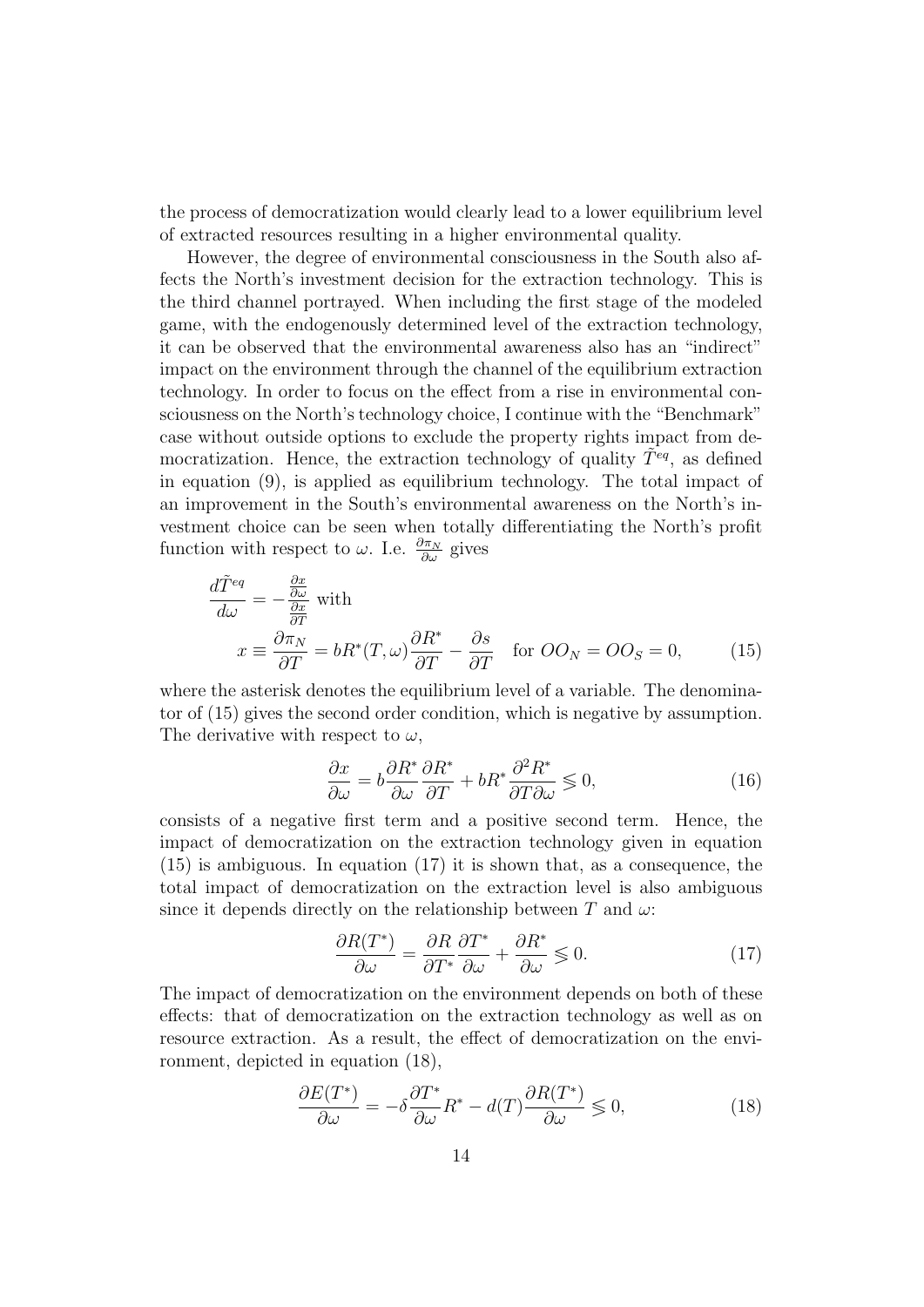the process of democratization would clearly lead to a lower equilibrium level of extracted resources resulting in a higher environmental quality.

However, the degree of environmental consciousness in the South also affects the North's investment decision for the extraction technology. This is the third channel portrayed. When including the first stage of the modeled game, with the endogenously determined level of the extraction technology, it can be observed that the environmental awareness also has an "indirect" impact on the environment through the channel of the equilibrium extraction technology. In order to focus on the effect from a rise in environmental consciousness on the North's technology choice, I continue with the "Benchmark" case without outside options to exclude the property rights impact from democratization. Hence, the extraction technology of quality $\tilde{T}^{eq}$, as defined in equation (9), is applied as equilibrium technology. The total impact of an improvement in the South's environmental awareness on the North's investment choice can be seen when totally differentiating the North's profit function with respect to $\omega$. I.e. $\frac{\partial \pi_N}{\partial \omega}$ gives

$$\frac{d\tilde{T}^{eq}}{d\omega} = -\frac{\frac{\partial x}{\partial \omega}}{\frac{\partial x}{\partial T}} \text{ with}$$
$$x \equiv \frac{\partial \pi_N}{\partial T} = bR^*(T,\omega)\frac{\partial R^*}{\partial T} - \frac{\partial s}{\partial T} \quad \text{for } OO_N = OO_S = 0, \tag{15}$$

where the asterisk denotes the equilibrium level of a variable. The denominator of (15) gives the second order condition, which is negative by assumption. The derivative with respect to $\omega$,

$$\frac{\partial x}{\partial \omega} = b\frac{\partial R^*}{\partial \omega}\frac{\partial R^*}{\partial T} + bR^*\frac{\partial^2 R^*}{\partial T \partial \omega} \lesseqgtr 0, \tag{16}$$

consists of a negative first term and a positive second term. Hence, the impact of democratization on the extraction technology given in equation (15) is ambiguous. In equation (17) it is shown that, as a consequence, the total impact of democratization on the extraction level is also ambiguous since it depends directly on the relationship between $T$ and $\omega$:

$$\frac{\partial R(T^*)}{\partial \omega} = \frac{\partial R}{\partial T^*}\frac{\partial T^*}{\partial \omega} + \frac{\partial R^*}{\partial \omega} \lesseqgtr 0. \tag{17}$$

The impact of democratization on the environment depends on both of these effects: that of democratization on the extraction technology as well as on resource extraction. As a result, the effect of democratization on the environment, depicted in equation (18),

$$\frac{\partial E(T^*)}{\partial \omega} = -\delta\frac{\partial T^*}{\partial \omega}R^* - d(T)\frac{\partial R(T^*)}{\partial \omega} \lesseqgtr 0, \tag{18}$$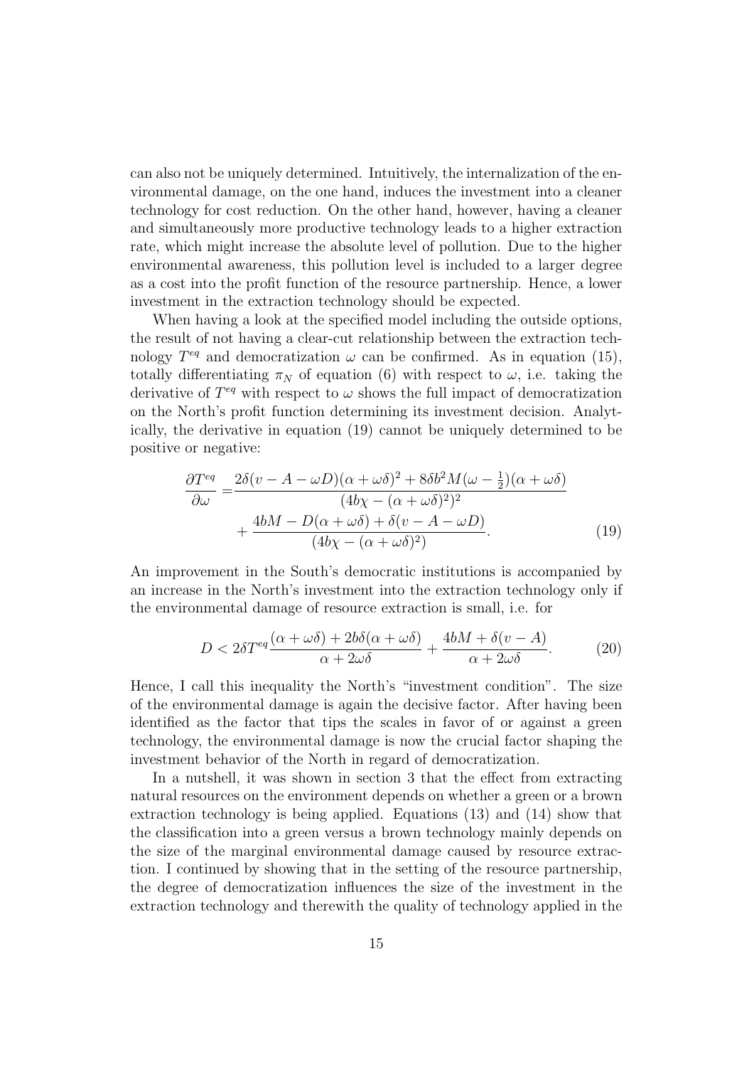can also not be uniquely determined. Intuitively, the internalization of the environmental damage, on the one hand, induces the investment into a cleaner technology for cost reduction. On the other hand, however, having a cleaner and simultaneously more productive technology leads to a higher extraction rate, which might increase the absolute level of pollution. Due to the higher environmental awareness, this pollution level is included to a larger degree as a cost into the profit function of the resource partnership. Hence, a lower investment in the extraction technology should be expected.

When having a look at the specified model including the outside options, the result of not having a clear-cut relationship between the extraction technology $T^{eq}$ and democratization $\omega$ can be confirmed. As in equation (15), totally differentiating $\pi_N$ of equation (6) with respect to $\omega$, i.e. taking the derivative of $T^{eq}$ with respect to $\omega$ shows the full impact of democratization on the North's profit function determining its investment decision. Analytically, the derivative in equation (19) cannot be uniquely determined to be positive or negative:

$$\begin{aligned}\frac{\partial T^{eq}}{\partial \omega} =& \frac{2\delta(v - A - \omega D)(\alpha + \omega\delta)^2 + 8\delta b^2 M(\omega - \frac{1}{2})(\alpha + \omega\delta)}{(4b\chi - (\alpha + \omega\delta)^2)^2} \\ &+ \frac{4bM - D(\alpha + \omega\delta) + \delta(v - A - \omega D)}{(4b\chi - (\alpha + \omega\delta)^2)}. \end{aligned} \tag{19}$$

An improvement in the South's democratic institutions is accompanied by an increase in the North's investment into the extraction technology only if the environmental damage of resource extraction is small, i.e. for

$$D < 2\delta T^{eq}\frac{(\alpha + \omega\delta) + 2b\delta(\alpha + \omega\delta)}{\alpha + 2\omega\delta} + \frac{4bM + \delta(v - A)}{\alpha + 2\omega\delta}. \tag{20}$$

Hence, I call this inequality the North's "investment condition". The size of the environmental damage is again the decisive factor. After having been identified as the factor that tips the scales in favor of or against a green technology, the environmental damage is now the crucial factor shaping the investment behavior of the North in regard of democratization.

In a nutshell, it was shown in section 3 that the effect from extracting natural resources on the environment depends on whether a green or a brown extraction technology is being applied. Equations (13) and (14) show that the classification into a green versus a brown technology mainly depends on the size of the marginal environmental damage caused by resource extraction. I continued by showing that in the setting of the resource partnership, the degree of democratization influences the size of the investment in the extraction technology and therewith the quality of technology applied in the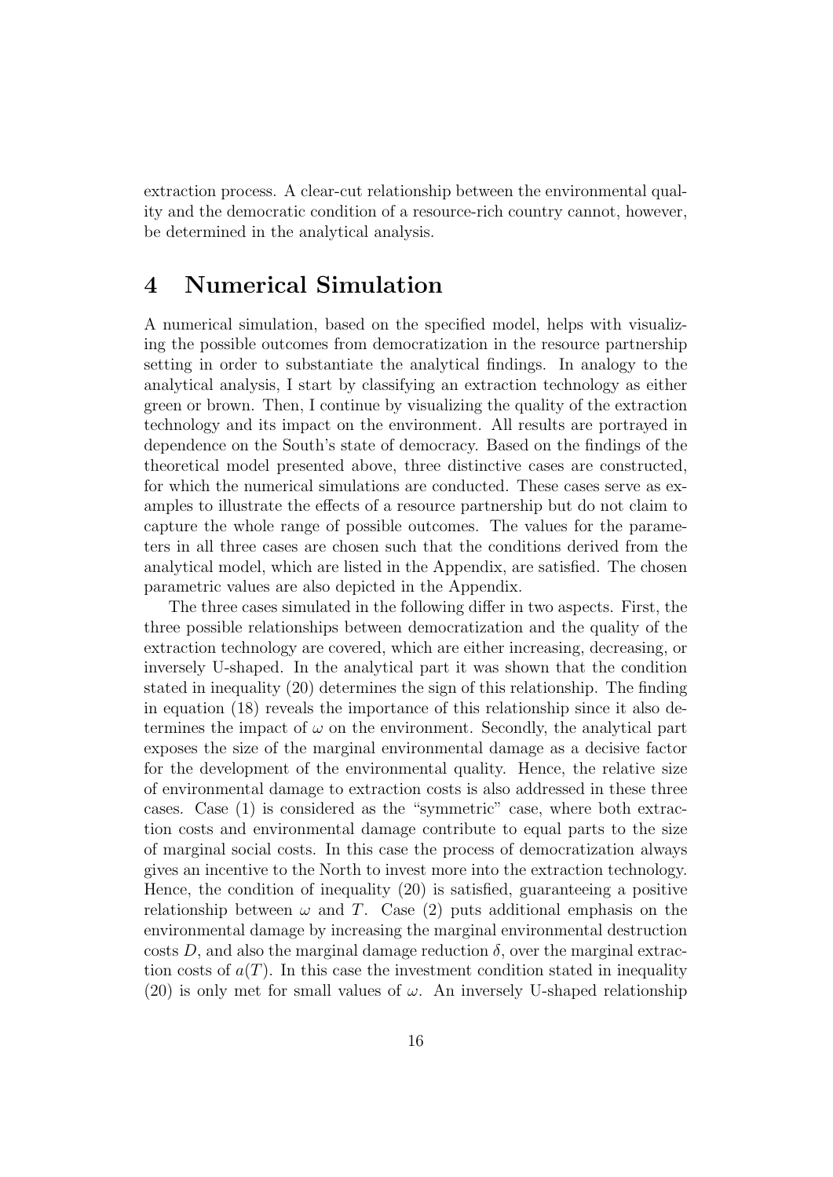extraction process. A clear-cut relationship between the environmental quality and the democratic condition of a resource-rich country cannot, however, be determined in the analytical analysis.

# 4 Numerical Simulation

A numerical simulation, based on the specified model, helps with visualizing the possible outcomes from democratization in the resource partnership setting in order to substantiate the analytical findings. In analogy to the analytical analysis, I start by classifying an extraction technology as either green or brown. Then, I continue by visualizing the quality of the extraction technology and its impact on the environment. All results are portrayed in dependence on the South's state of democracy. Based on the findings of the theoretical model presented above, three distinctive cases are constructed, for which the numerical simulations are conducted. These cases serve as examples to illustrate the effects of a resource partnership but do not claim to capture the whole range of possible outcomes. The values for the parameters in all three cases are chosen such that the conditions derived from the analytical model, which are listed in the Appendix, are satisfied. The chosen parametric values are also depicted in the Appendix.

The three cases simulated in the following differ in two aspects. First, the three possible relationships between democratization and the quality of the extraction technology are covered, which are either increasing, decreasing, or inversely U-shaped. In the analytical part it was shown that the condition stated in inequality (20) determines the sign of this relationship. The finding in equation (18) reveals the importance of this relationship since it also determines the impact of $\omega$ on the environment. Secondly, the analytical part exposes the size of the marginal environmental damage as a decisive factor for the development of the environmental quality. Hence, the relative size of environmental damage to extraction costs is also addressed in these three cases. Case (1) is considered as the "symmetric" case, where both extraction costs and environmental damage contribute to equal parts to the size of marginal social costs. In this case the process of democratization always gives an incentive to the North to invest more into the extraction technology. Hence, the condition of inequality (20) is satisfied, guaranteeing a positive relationship between $\omega$ and $T$. Case (2) puts additional emphasis on the environmental damage by increasing the marginal environmental destruction costs $D$, and also the marginal damage reduction $\delta$, over the marginal extraction costs of $a(T)$. In this case the investment condition stated in inequality (20) is only met for small values of $\omega$. An inversely U-shaped relationship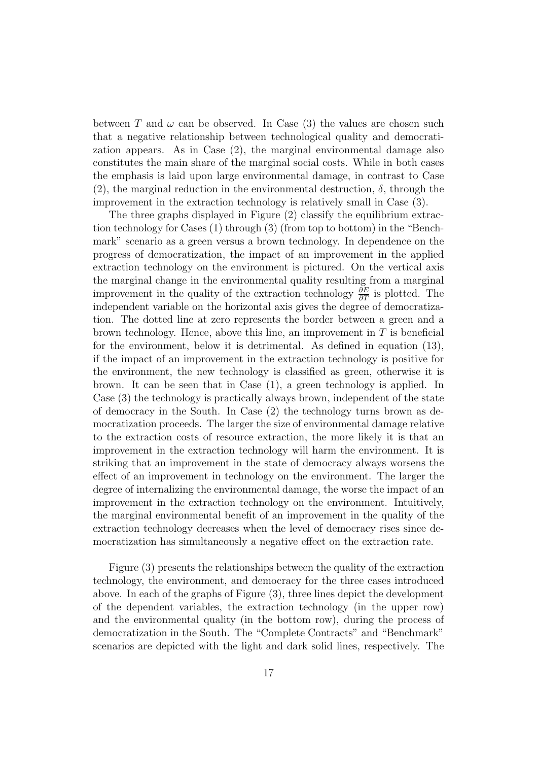between $T$ and $\omega$ can be observed. In Case (3) the values are chosen such that a negative relationship between technological quality and democratization appears. As in Case (2), the marginal environmental damage also constitutes the main share of the marginal social costs. While in both cases the emphasis is laid upon large environmental damage, in contrast to Case (2), the marginal reduction in the environmental destruction, $\delta$, through the improvement in the extraction technology is relatively small in Case (3).

The three graphs displayed in Figure (2) classify the equilibrium extraction technology for Cases (1) through (3) (from top to bottom) in the "Benchmark" scenario as a green versus a brown technology. In dependence on the progress of democratization, the impact of an improvement in the applied extraction technology on the environment is pictured. On the vertical axis the marginal change in the environmental quality resulting from a marginal improvement in the quality of the extraction technology $\frac{\partial E}{\partial T}$ is plotted. The independent variable on the horizontal axis gives the degree of democratization. The dotted line at zero represents the border between a green and a brown technology. Hence, above this line, an improvement in $T$ is beneficial for the environment, below it is detrimental. As defined in equation (13), if the impact of an improvement in the extraction technology is positive for the environment, the new technology is classified as green, otherwise it is brown. It can be seen that in Case (1), a green technology is applied. In Case (3) the technology is practically always brown, independent of the state of democracy in the South. In Case (2) the technology turns brown as democratization proceeds. The larger the size of environmental damage relative to the extraction costs of resource extraction, the more likely it is that an improvement in the extraction technology will harm the environment. It is striking that an improvement in the state of democracy always worsens the effect of an improvement in technology on the environment. The larger the degree of internalizing the environmental damage, the worse the impact of an improvement in the extraction technology on the environment. Intuitively, the marginal environmental benefit of an improvement in the quality of the extraction technology decreases when the level of democracy rises since democratization has simultaneously a negative effect on the extraction rate.

Figure (3) presents the relationships between the quality of the extraction technology, the environment, and democracy for the three cases introduced above. In each of the graphs of Figure (3), three lines depict the development of the dependent variables, the extraction technology (in the upper row) and the environmental quality (in the bottom row), during the process of democratization in the South. The "Complete Contracts" and "Benchmark" scenarios are depicted with the light and dark solid lines, respectively. The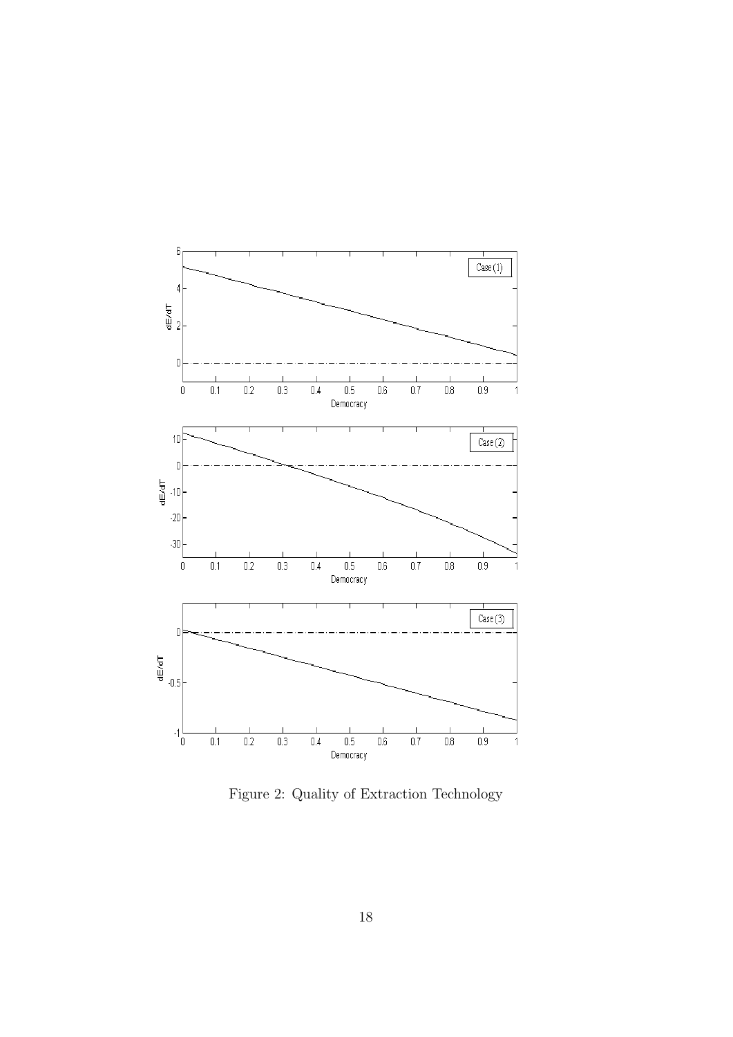Figure 2: Quality of Extraction Technology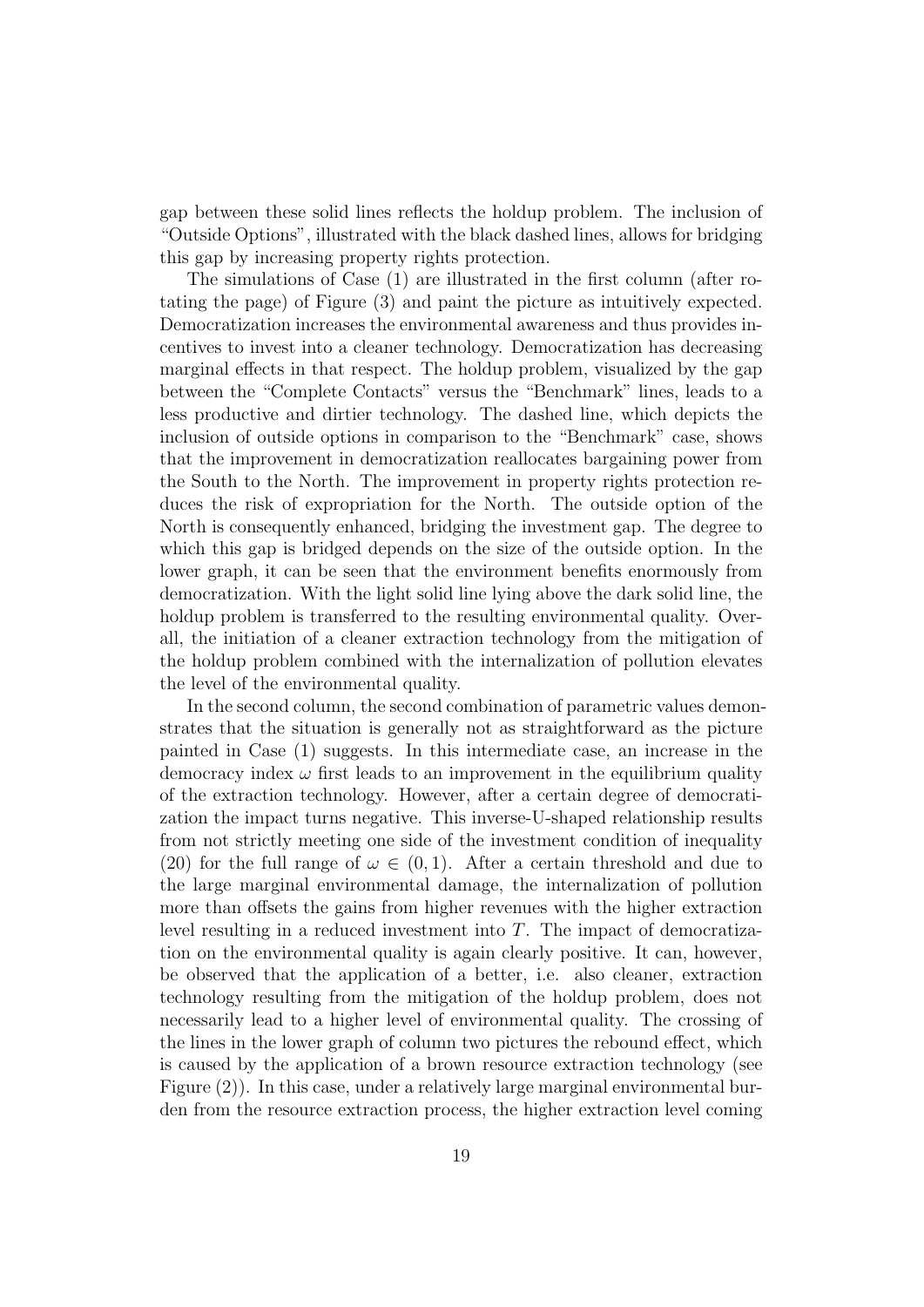gap between these solid lines reflects the holdup problem. The inclusion of "Outside Options", illustrated with the black dashed lines, allows for bridging this gap by increasing property rights protection.

The simulations of Case (1) are illustrated in the first column (after rotating the page) of Figure (3) and paint the picture as intuitively expected. Democratization increases the environmental awareness and thus provides incentives to invest into a cleaner technology. Democratization has decreasing marginal effects in that respect. The holdup problem, visualized by the gap between the "Complete Contacts" versus the "Benchmark" lines, leads to a less productive and dirtier technology. The dashed line, which depicts the inclusion of outside options in comparison to the "Benchmark" case, shows that the improvement in democratization reallocates bargaining power from the South to the North. The improvement in property rights protection reduces the risk of expropriation for the North. The outside option of the North is consequently enhanced, bridging the investment gap. The degree to which this gap is bridged depends on the size of the outside option. In the lower graph, it can be seen that the environment benefits enormously from democratization. With the light solid line lying above the dark solid line, the holdup problem is transferred to the resulting environmental quality. Overall, the initiation of a cleaner extraction technology from the mitigation of the holdup problem combined with the internalization of pollution elevates the level of the environmental quality.

In the second column, the second combination of parametric values demonstrates that the situation is generally not as straightforward as the picture painted in Case (1) suggests. In this intermediate case, an increase in the democracy index $\omega$ first leads to an improvement in the equilibrium quality of the extraction technology. However, after a certain degree of democratization the impact turns negative. This inverse-U-shaped relationship results from not strictly meeting one side of the investment condition of inequality (20) for the full range of $\omega \in (0, 1)$. After a certain threshold and due to the large marginal environmental damage, the internalization of pollution more than offsets the gains from higher revenues with the higher extraction level resulting in a reduced investment into $T$. The impact of democratization on the environmental quality is again clearly positive. It can, however, be observed that the application of a better, i.e. also cleaner, extraction technology resulting from the mitigation of the holdup problem, does not necessarily lead to a higher level of environmental quality. The crossing of the lines in the lower graph of column two pictures the rebound effect, which is caused by the application of a brown resource extraction technology (see Figure (2)). In this case, under a relatively large marginal environmental burden from the resource extraction process, the higher extraction level coming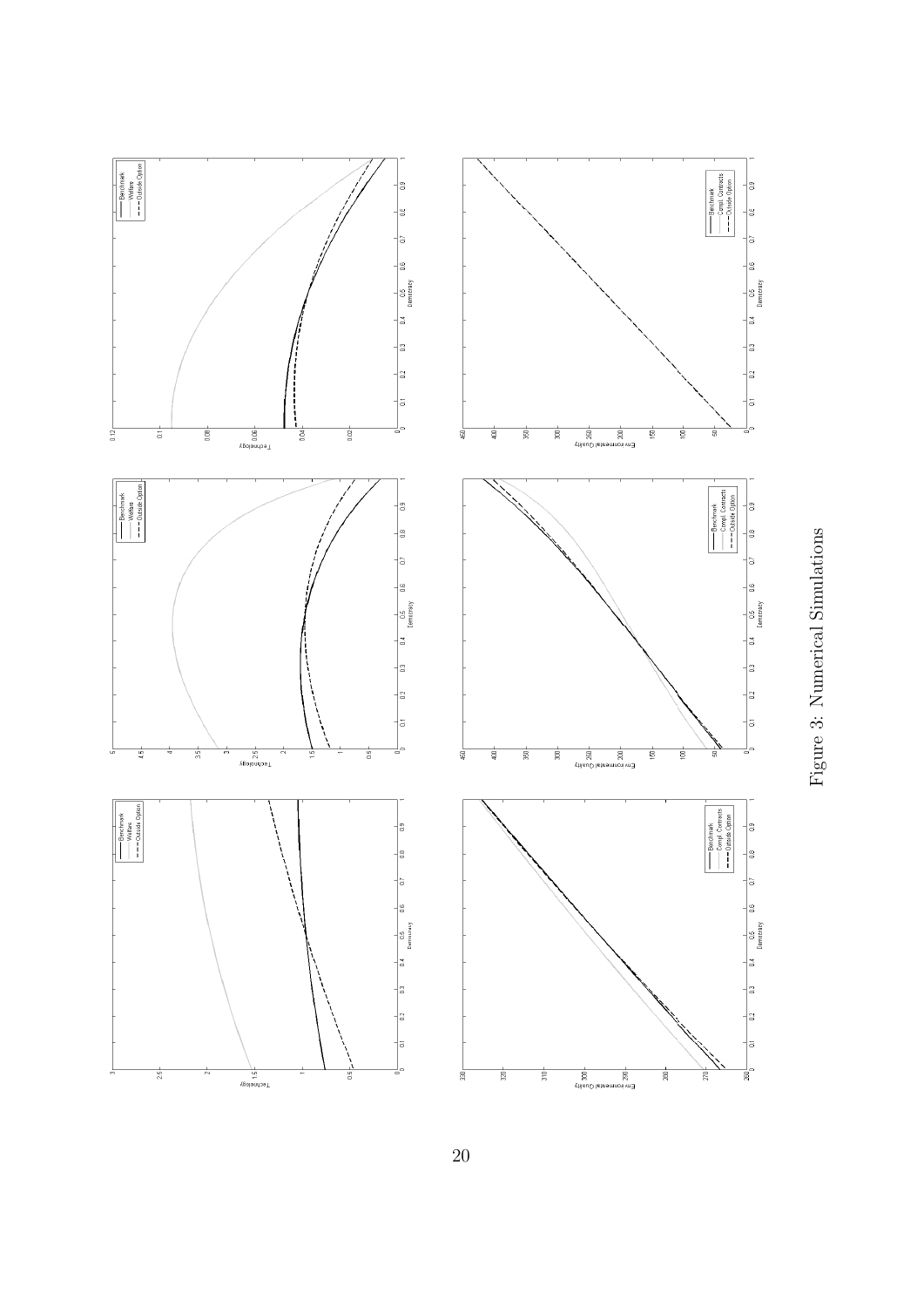Figure 3: Numerical Simulations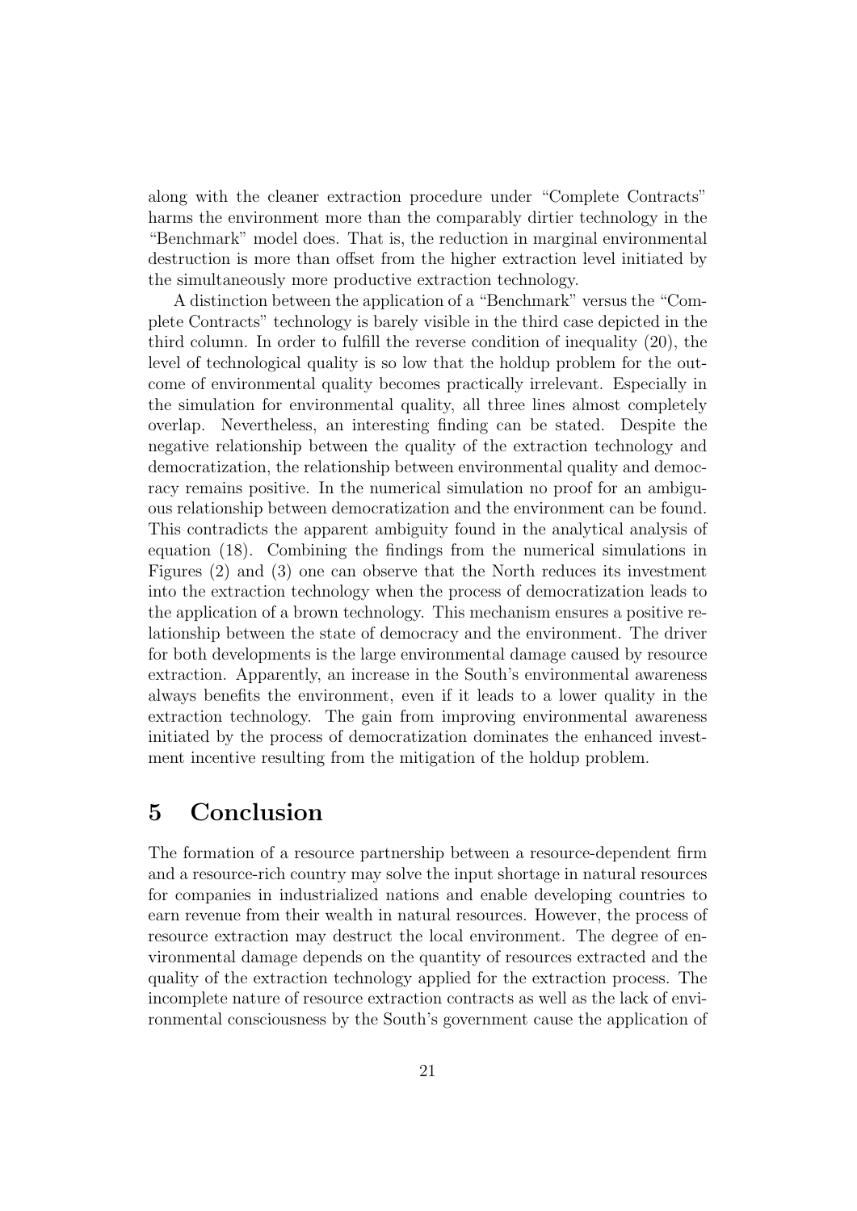along with the cleaner extraction procedure under "Complete Contracts" harms the environment more than the comparably dirtier technology in the "Benchmark" model does. That is, the reduction in marginal environmental destruction is more than offset from the higher extraction level initiated by the simultaneously more productive extraction technology.

A distinction between the application of a "Benchmark" versus the "Complete Contracts" technology is barely visible in the third case depicted in the third column. In order to fulfill the reverse condition of inequality (20), the level of technological quality is so low that the holdup problem for the outcome of environmental quality becomes practically irrelevant. Especially in the simulation for environmental quality, all three lines almost completely overlap. Nevertheless, an interesting finding can be stated. Despite the negative relationship between the quality of the extraction technology and democratization, the relationship between environmental quality and democracy remains positive. In the numerical simulation no proof for an ambiguous relationship between democratization and the environment can be found. This contradicts the apparent ambiguity found in the analytical analysis of equation (18). Combining the findings from the numerical simulations in Figures (2) and (3) one can observe that the North reduces its investment into the extraction technology when the process of democratization leads to the application of a brown technology. This mechanism ensures a positive relationship between the state of democracy and the environment. The driver for both developments is the large environmental damage caused by resource extraction. Apparently, an increase in the South's environmental awareness always benefits the environment, even if it leads to a lower quality in the extraction technology. The gain from improving environmental awareness initiated by the process of democratization dominates the enhanced investment incentive resulting from the mitigation of the holdup problem.

# 5 Conclusion

The formation of a resource partnership between a resource-dependent firm and a resource-rich country may solve the input shortage in natural resources for companies in industrialized nations and enable developing countries to earn revenue from their wealth in natural resources. However, the process of resource extraction may destruct the local environment. The degree of environmental damage depends on the quantity of resources extracted and the quality of the extraction technology applied for the extraction process. The incomplete nature of resource extraction contracts as well as the lack of environmental consciousness by the South's government cause the application of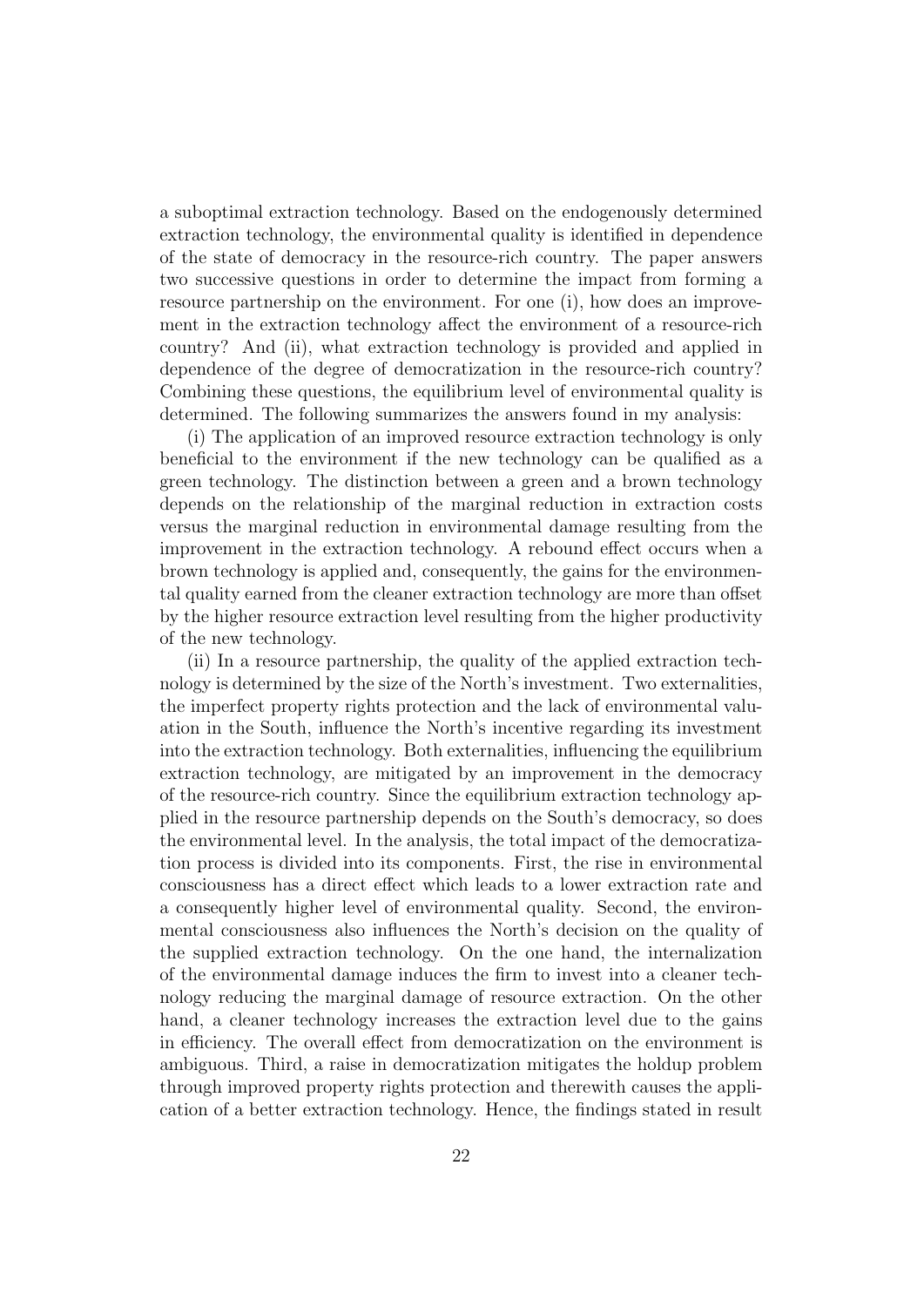a suboptimal extraction technology. Based on the endogenously determined extraction technology, the environmental quality is identified in dependence of the state of democracy in the resource-rich country. The paper answers two successive questions in order to determine the impact from forming a resource partnership on the environment. For one (i), how does an improvement in the extraction technology affect the environment of a resource-rich country? And (ii), what extraction technology is provided and applied in dependence of the degree of democratization in the resource-rich country? Combining these questions, the equilibrium level of environmental quality is determined. The following summarizes the answers found in my analysis:

(i) The application of an improved resource extraction technology is only beneficial to the environment if the new technology can be qualified as a green technology. The distinction between a green and a brown technology depends on the relationship of the marginal reduction in extraction costs versus the marginal reduction in environmental damage resulting from the improvement in the extraction technology. A rebound effect occurs when a brown technology is applied and, consequently, the gains for the environmental quality earned from the cleaner extraction technology are more than offset by the higher resource extraction level resulting from the higher productivity of the new technology.

(ii) In a resource partnership, the quality of the applied extraction technology is determined by the size of the North's investment. Two externalities, the imperfect property rights protection and the lack of environmental valuation in the South, influence the North's incentive regarding its investment into the extraction technology. Both externalities, influencing the equilibrium extraction technology, are mitigated by an improvement in the democracy of the resource-rich country. Since the equilibrium extraction technology applied in the resource partnership depends on the South's democracy, so does the environmental level. In the analysis, the total impact of the democratization process is divided into its components. First, the rise in environmental consciousness has a direct effect which leads to a lower extraction rate and a consequently higher level of environmental quality. Second, the environmental consciousness also influences the North's decision on the quality of the supplied extraction technology. On the one hand, the internalization of the environmental damage induces the firm to invest into a cleaner technology reducing the marginal damage of resource extraction. On the other hand, a cleaner technology increases the extraction level due to the gains in efficiency. The overall effect from democratization on the environment is ambiguous. Third, a raise in democratization mitigates the holdup problem through improved property rights protection and therewith causes the application of a better extraction technology. Hence, the findings stated in result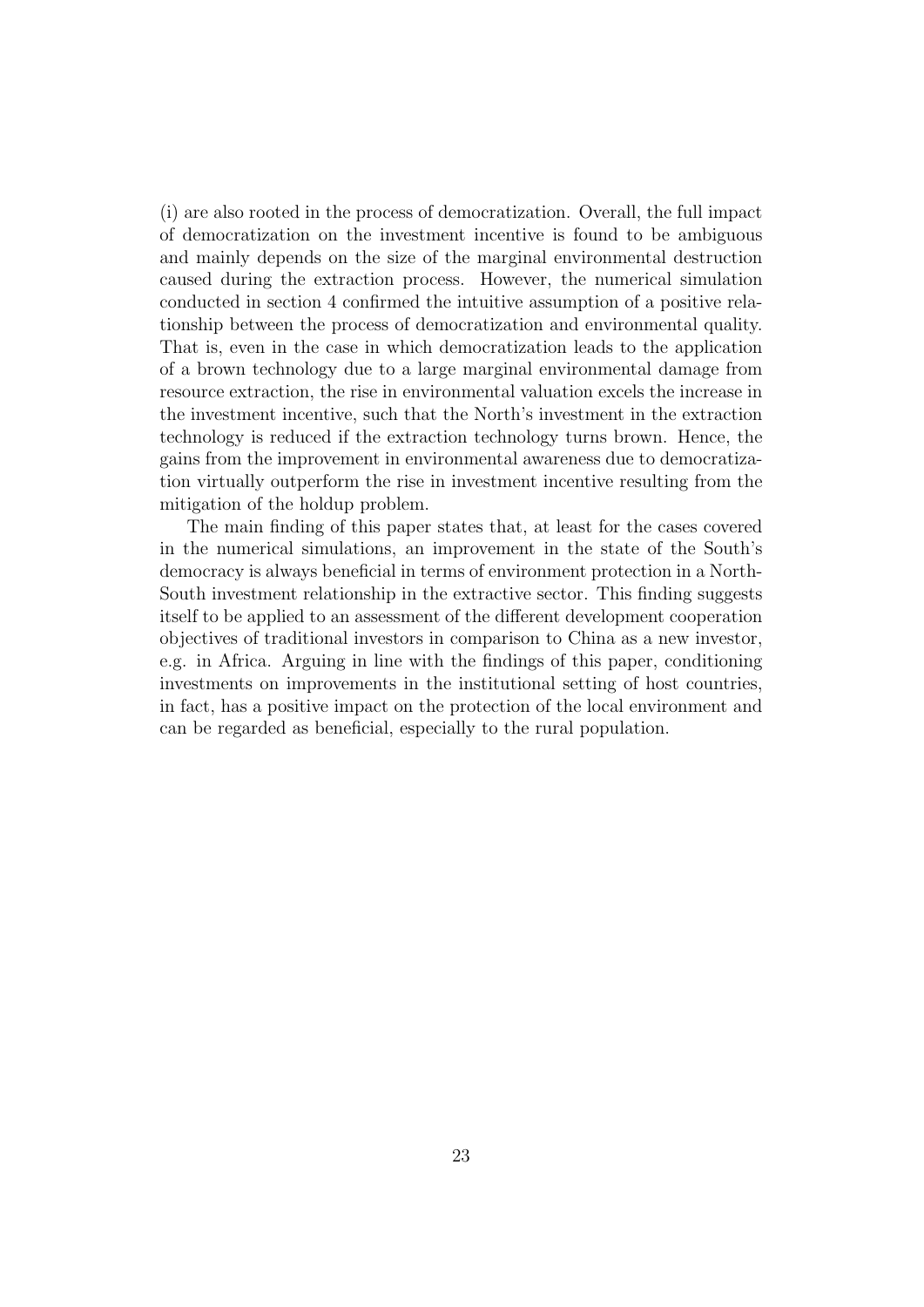(i) are also rooted in the process of democratization. Overall, the full impact of democratization on the investment incentive is found to be ambiguous and mainly depends on the size of the marginal environmental destruction caused during the extraction process. However, the numerical simulation conducted in section 4 confirmed the intuitive assumption of a positive relationship between the process of democratization and environmental quality. That is, even in the case in which democratization leads to the application of a brown technology due to a large marginal environmental damage from resource extraction, the rise in environmental valuation excels the increase in the investment incentive, such that the North's investment in the extraction technology is reduced if the extraction technology turns brown. Hence, the gains from the improvement in environmental awareness due to democratization virtually outperform the rise in investment incentive resulting from the mitigation of the holdup problem.

The main finding of this paper states that, at least for the cases covered in the numerical simulations, an improvement in the state of the South's democracy is always beneficial in terms of environment protection in a North-South investment relationship in the extractive sector. This finding suggests itself to be applied to an assessment of the different development cooperation objectives of traditional investors in comparison to China as a new investor, e.g. in Africa. Arguing in line with the findings of this paper, conditioning investments on improvements in the institutional setting of host countries, in fact, has a positive impact on the protection of the local environment and can be regarded as beneficial, especially to the rural population.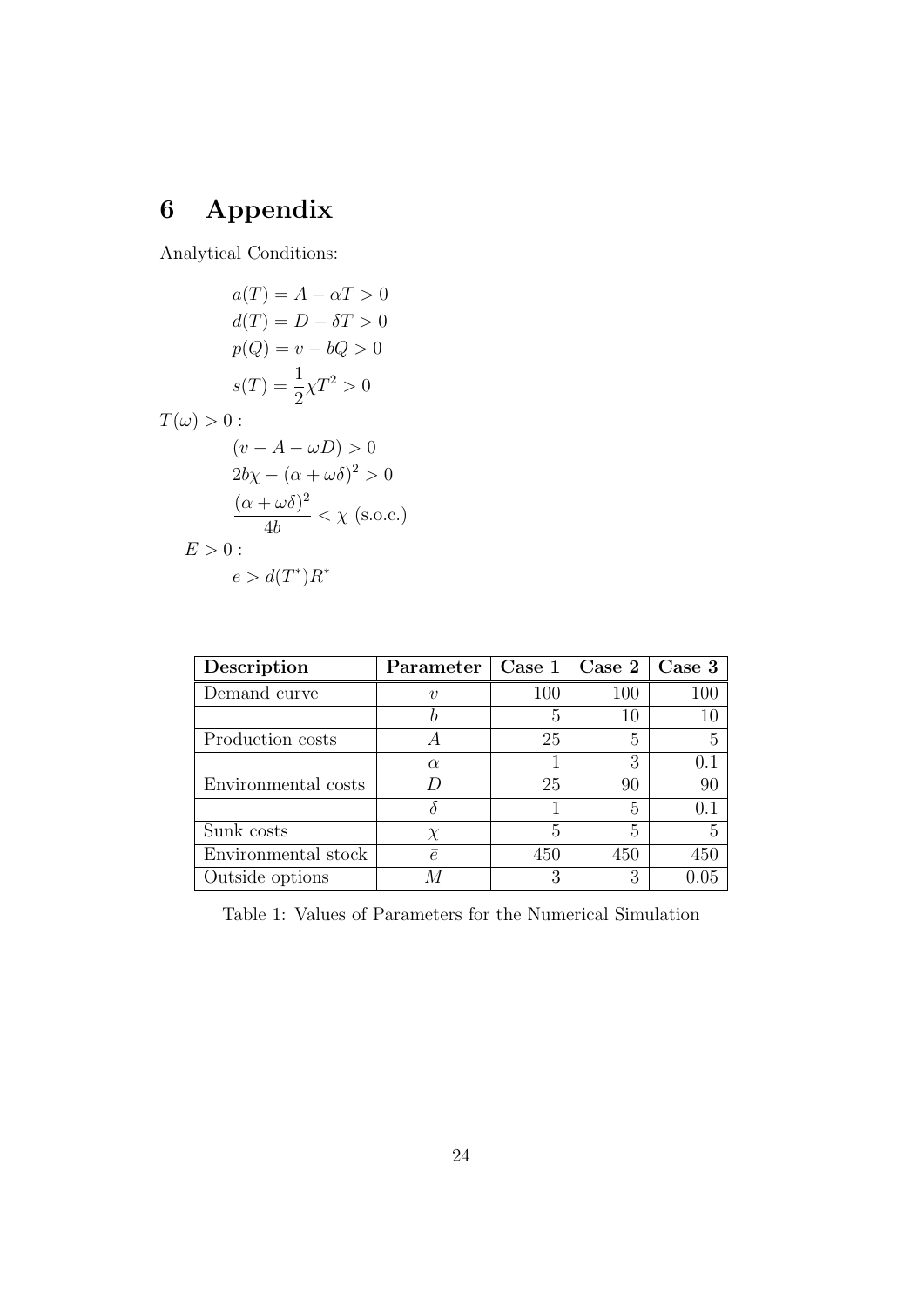# 6 Appendix

Analytical Conditions:

$$
\begin{aligned}
&a(T) = A - \alpha T > 0 \\
&d(T) = D - \delta T > 0 \\
&p(Q) = v - bQ > 0 \\
&s(T) = \frac{1}{2}\chi T^2 > 0
\end{aligned}
$$

$T(\omega) > 0$ :

$$
\begin{aligned}
&(v - A - \omega D) > 0 \\
&2b\chi - (\alpha + \omega\delta)^2 > 0 \\
&\frac{(\alpha + \omega\delta)^2}{4b} < \chi \text{ (s.o.c.)}
\end{aligned}
$$

$E > 0$ :

$$
\overline{e} > d(T^*)R^*
$$

| **Description** | **Parameter** | **Case 1** | **Case 2** | **Case 3** |
|---|---|---|---|---|
| Demand curve | $v$ | 100 | 100 | 100 |
| | $b$ | 5 | 10 | 10 |
| Production costs | $A$ | 25 | 5 | 5 |
| | $\alpha$ | 1 | 3 | 0.1 |
| Environmental costs | $D$ | 25 | 90 | 90 |
| | $\delta$ | 1 | 5 | 0.1 |
| Sunk costs | $\chi$ | 5 | 5 | 5 |
| Environmental stock | $\bar{e}$ | 450 | 450 | 450 |
| Outside options | $M$ | 3 | 3 | 0.05 |

Table 1: Values of Parameters for the Numerical Simulation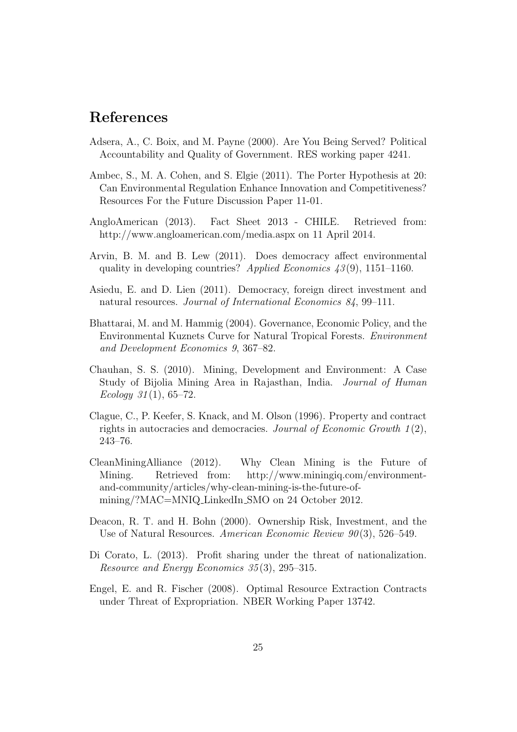## References

Adsera, A., C. Boix, and M. Payne (2000). Are You Being Served? Political Accountability and Quality of Government. RES working paper 4241.

Ambec, S., M. A. Cohen, and S. Elgie (2011). The Porter Hypothesis at 20: Can Environmental Regulation Enhance Innovation and Competitiveness? Resources For the Future Discussion Paper 11-01.

AngloAmerican (2013). Fact Sheet 2013 - CHILE. Retrieved from: http://www.angloamerican.com/media.aspx on 11 April 2014.

Arvin, B. M. and B. Lew (2011). Does democracy affect environmental quality in developing countries? *Applied Economics 43*(9), 1151–1160.

Asiedu, E. and D. Lien (2011). Democracy, foreign direct investment and natural resources. *Journal of International Economics 84*, 99–111.

Bhattarai, M. and M. Hammig (2004). Governance, Economic Policy, and the Environmental Kuznets Curve for Natural Tropical Forests. *Environment and Development Economics 9*, 367–82.

Chauhan, S. S. (2010). Mining, Development and Environment: A Case Study of Bijolia Mining Area in Rajasthan, India. *Journal of Human Ecology 31*(1), 65–72.

Clague, C., P. Keefer, S. Knack, and M. Olson (1996). Property and contract rights in autocracies and democracies. *Journal of Economic Growth 1*(2), 243–76.

CleanMiningAlliance (2012). Why Clean Mining is the Future of Mining. Retrieved from: http://www.miningiq.com/environment-and-community/articles/why-clean-mining-is-the-future-of-mining/?MAC=MNIQ_LinkedIn_SMO on 24 October 2012.

Deacon, R. T. and H. Bohn (2000). Ownership Risk, Investment, and the Use of Natural Resources. *American Economic Review 90*(3), 526–549.

Di Corato, L. (2013). Profit sharing under the threat of nationalization. *Resource and Energy Economics 35*(3), 295–315.

Engel, E. and R. Fischer (2008). Optimal Resource Extraction Contracts under Threat of Expropriation. NBER Working Paper 13742.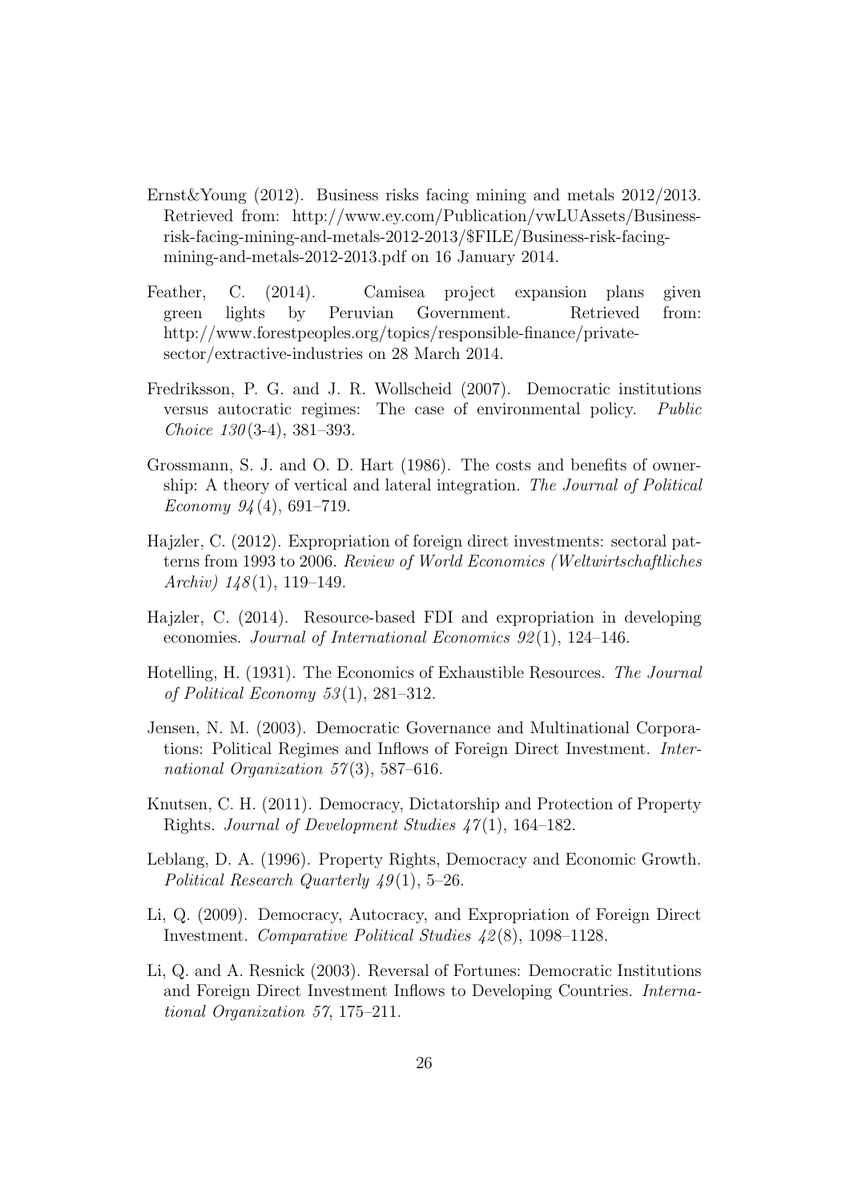Ernst&Young (2012). Business risks facing mining and metals 2012/2013. Retrieved from: http://www.ey.com/Publication/vwLUAssets/Business-risk-facing-mining-and-metals-2012-2013/$FILE/Business-risk-facing-mining-and-metals-2012-2013.pdf on 16 January 2014.

Feather, C. (2014). Camisea project expansion plans given green lights by Peruvian Government. Retrieved from: http://www.forestpeoples.org/topics/responsible-finance/private-sector/extractive-industries on 28 March 2014.

Fredriksson, P. G. and J. R. Wollscheid (2007). Democratic institutions versus autocratic regimes: The case of environmental policy. *Public Choice 130*(3-4), 381–393.

Grossmann, S. J. and O. D. Hart (1986). The costs and benefits of ownership: A theory of vertical and lateral integration. *The Journal of Political Economy 94*(4), 691–719.

Hajzler, C. (2012). Expropriation of foreign direct investments: sectoral patterns from 1993 to 2006. *Review of World Economics (Weltwirtschaftliches Archiv) 148*(1), 119–149.

Hajzler, C. (2014). Resource-based FDI and expropriation in developing economies. *Journal of International Economics 92*(1), 124–146.

Hotelling, H. (1931). The Economics of Exhaustible Resources. *The Journal of Political Economy 53*(1), 281–312.

Jensen, N. M. (2003). Democratic Governance and Multinational Corporations: Political Regimes and Inflows of Foreign Direct Investment. *International Organization 57*(3), 587–616.

Knutsen, C. H. (2011). Democracy, Dictatorship and Protection of Property Rights. *Journal of Development Studies 47*(1), 164–182.

Leblang, D. A. (1996). Property Rights, Democracy and Economic Growth. *Political Research Quarterly 49*(1), 5–26.

Li, Q. (2009). Democracy, Autocracy, and Expropriation of Foreign Direct Investment. *Comparative Political Studies 42*(8), 1098–1128.

Li, Q. and A. Resnick (2003). Reversal of Fortunes: Democratic Institutions and Foreign Direct Investment Inflows to Developing Countries. *International Organization 57*, 175–211.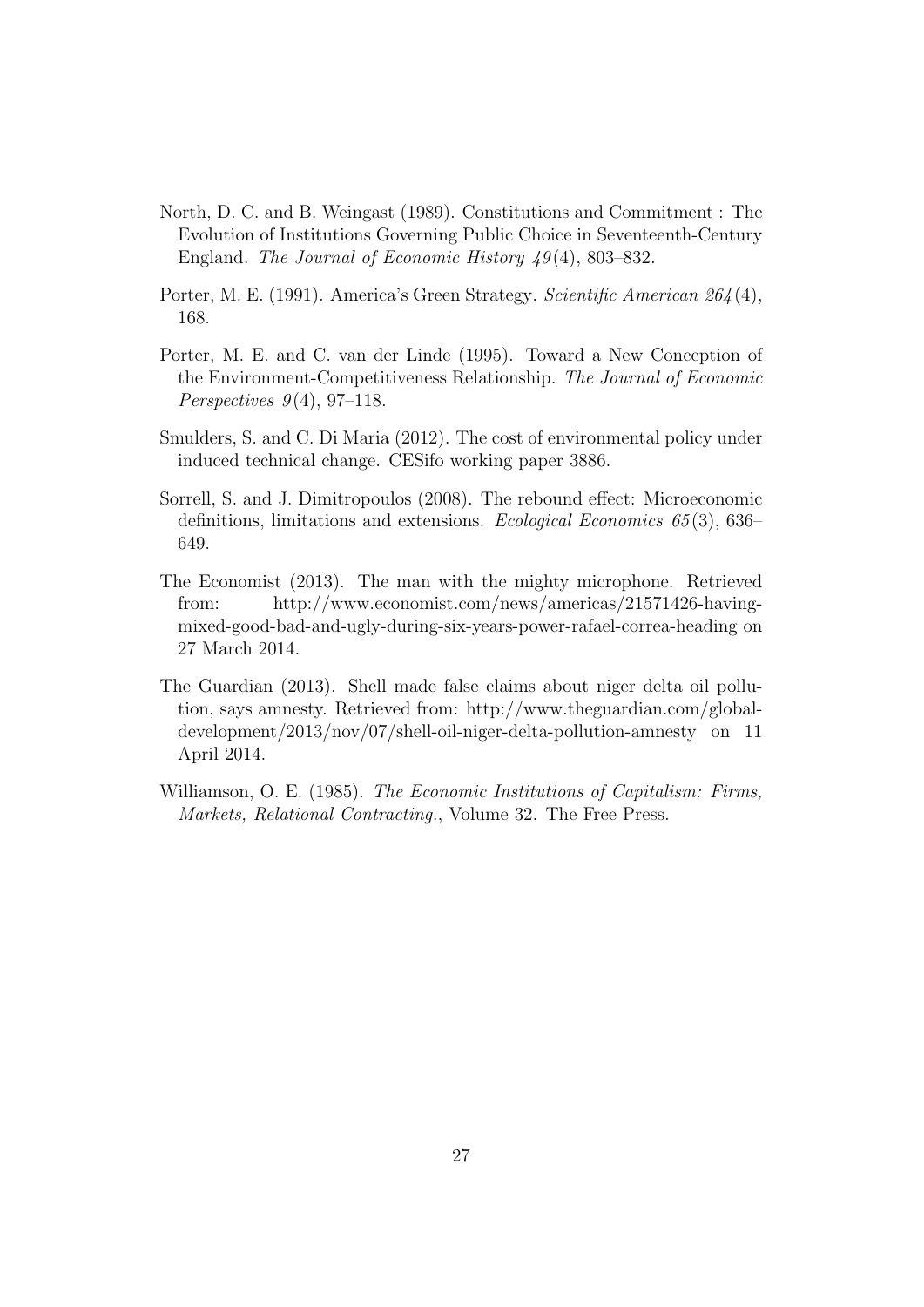North, D. C. and B. Weingast (1989). Constitutions and Commitment : The Evolution of Institutions Governing Public Choice in Seventeenth-Century England. *The Journal of Economic History 49*(4), 803–832.

Porter, M. E. (1991). America's Green Strategy. *Scientific American 264*(4), 168.

Porter, M. E. and C. van der Linde (1995). Toward a New Conception of the Environment-Competitiveness Relationship. *The Journal of Economic Perspectives 9*(4), 97–118.

Smulders, S. and C. Di Maria (2012). The cost of environmental policy under induced technical change. CESifo working paper 3886.

Sorrell, S. and J. Dimitropoulos (2008). The rebound effect: Microeconomic definitions, limitations and extensions. *Ecological Economics 65*(3), 636–649.

The Economist (2013). The man with the mighty microphone. Retrieved from: http://www.economist.com/news/americas/21571426-having-mixed-good-bad-and-ugly-during-six-years-power-rafael-correa-heading on 27 March 2014.

The Guardian (2013). Shell made false claims about niger delta oil pollution, says amnesty. Retrieved from: http://www.theguardian.com/global-development/2013/nov/07/shell-oil-niger-delta-pollution-amnesty on 11 April 2014.

Williamson, O. E. (1985). *The Economic Institutions of Capitalism: Firms, Markets, Relational Contracting.*, Volume 32. The Free Press.